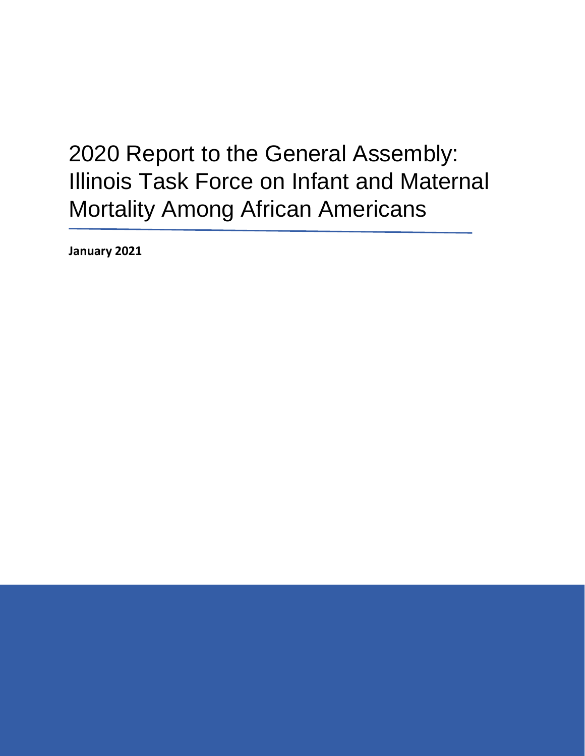# 2020 Report to the General Assembly: Illinois Task Force on Infant and Maternal Mortality Among African Americans

**January 2021**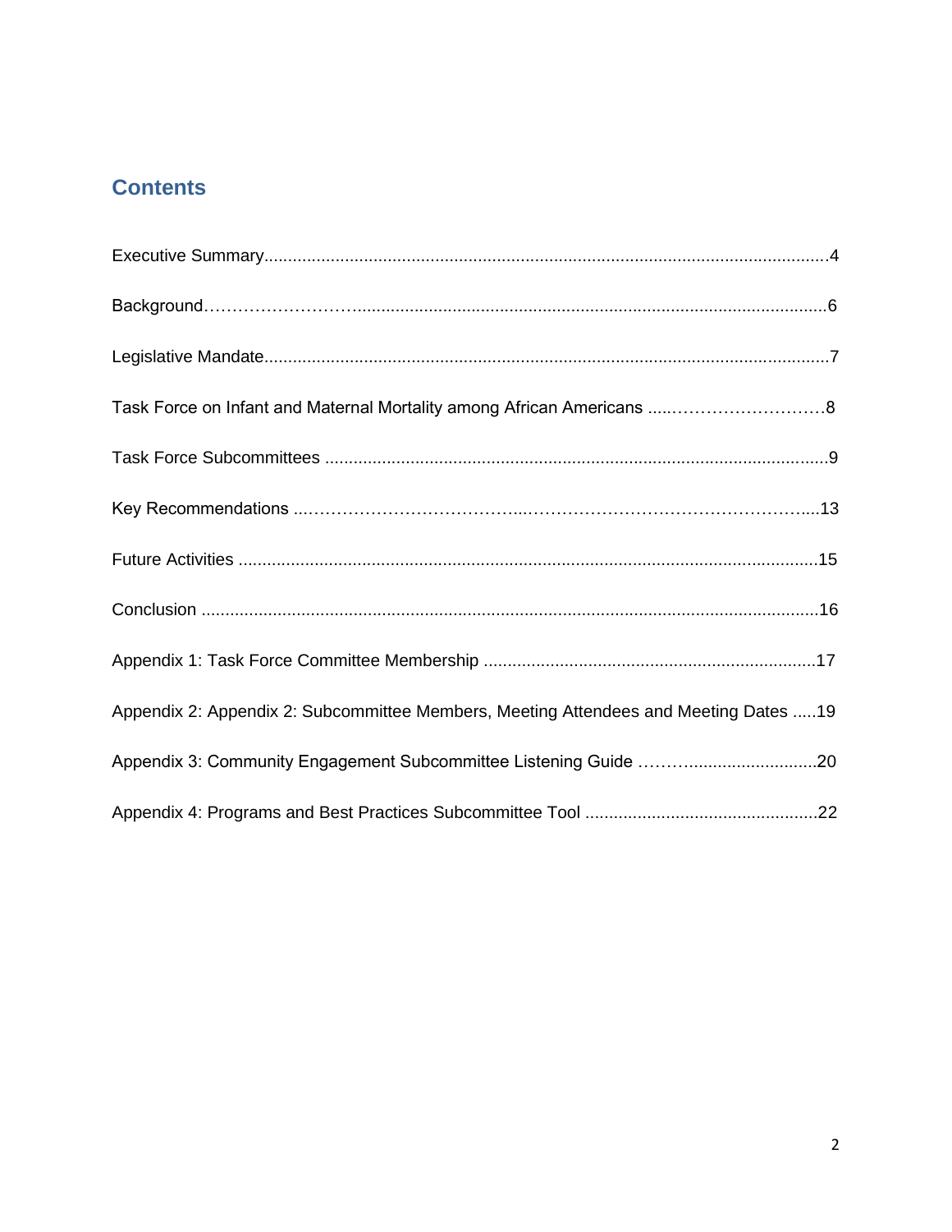## Contents

Executive Summary....................................................................................................................4

Background……………………….................................................................................................6

Legislative Mandate.....................................................................................................................7

Task Force on Infant and Maternal Mortality among African Americans .....………………………8

Task Force Subcommittees .........................................................................................................9

Key Recommendations ..…………………………………...……………………………………….....13

Future Activities .........................................................................................................................15

Conclusion .................................................................................................................................16

Appendix 1: Task Force Committee Membership .....................................................................17

Appendix 2: Appendix 2: Subcommittee Members, Meeting Attendees and Meeting Dates .....19

Appendix 3: Community Engagement Subcommittee Listening Guide …….............................20

Appendix 4: Programs and Best Practices Subcommittee Tool .................................................22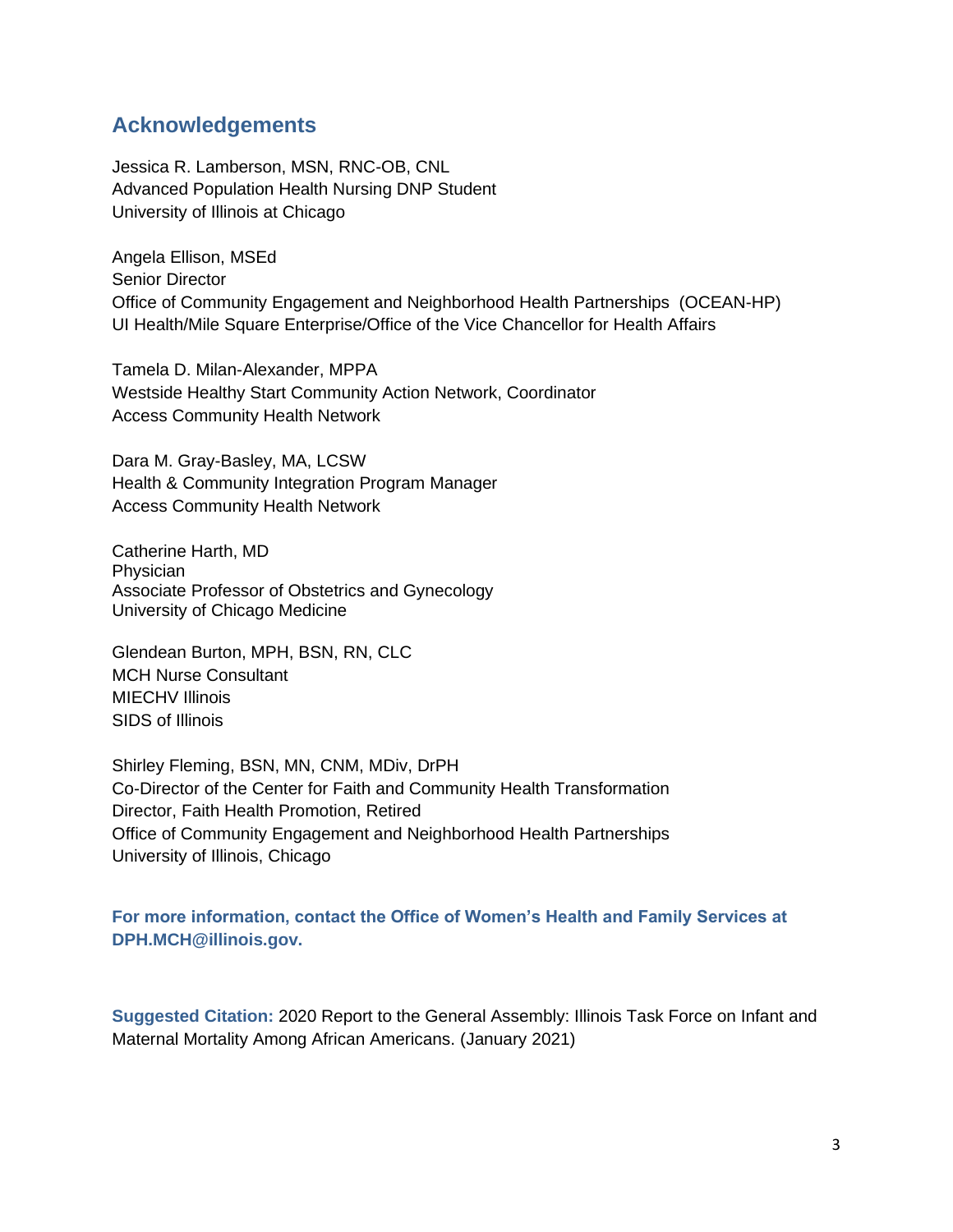## Acknowledgements

Jessica R. Lamberson, MSN, RNC-OB, CNL
Advanced Population Health Nursing DNP Student
University of Illinois at Chicago

Angela Ellison, MSEd
Senior Director
Office of Community Engagement and Neighborhood Health Partnerships (OCEAN-HP)
UI Health/Mile Square Enterprise/Office of the Vice Chancellor for Health Affairs

Tamela D. Milan-Alexander, MPPA
Westside Healthy Start Community Action Network, Coordinator
Access Community Health Network

Dara M. Gray-Basley, MA, LCSW
Health & Community Integration Program Manager
Access Community Health Network

Catherine Harth, MD
Physician
Associate Professor of Obstetrics and Gynecology
University of Chicago Medicine

Glendean Burton, MPH, BSN, RN, CLC
MCH Nurse Consultant
MIECHV Illinois
SIDS of Illinois

Shirley Fleming, BSN, MN, CNM, MDiv, DrPH
Co-Director of the Center for Faith and Community Health Transformation
Director, Faith Health Promotion, Retired
Office of Community Engagement and Neighborhood Health Partnerships
University of Illinois, Chicago

**For more information, contact the Office of Women's Health and Family Services at DPH.MCH@illinois.gov.**

**Suggested Citation:** 2020 Report to the General Assembly: Illinois Task Force on Infant and Maternal Mortality Among African Americans. (January 2021)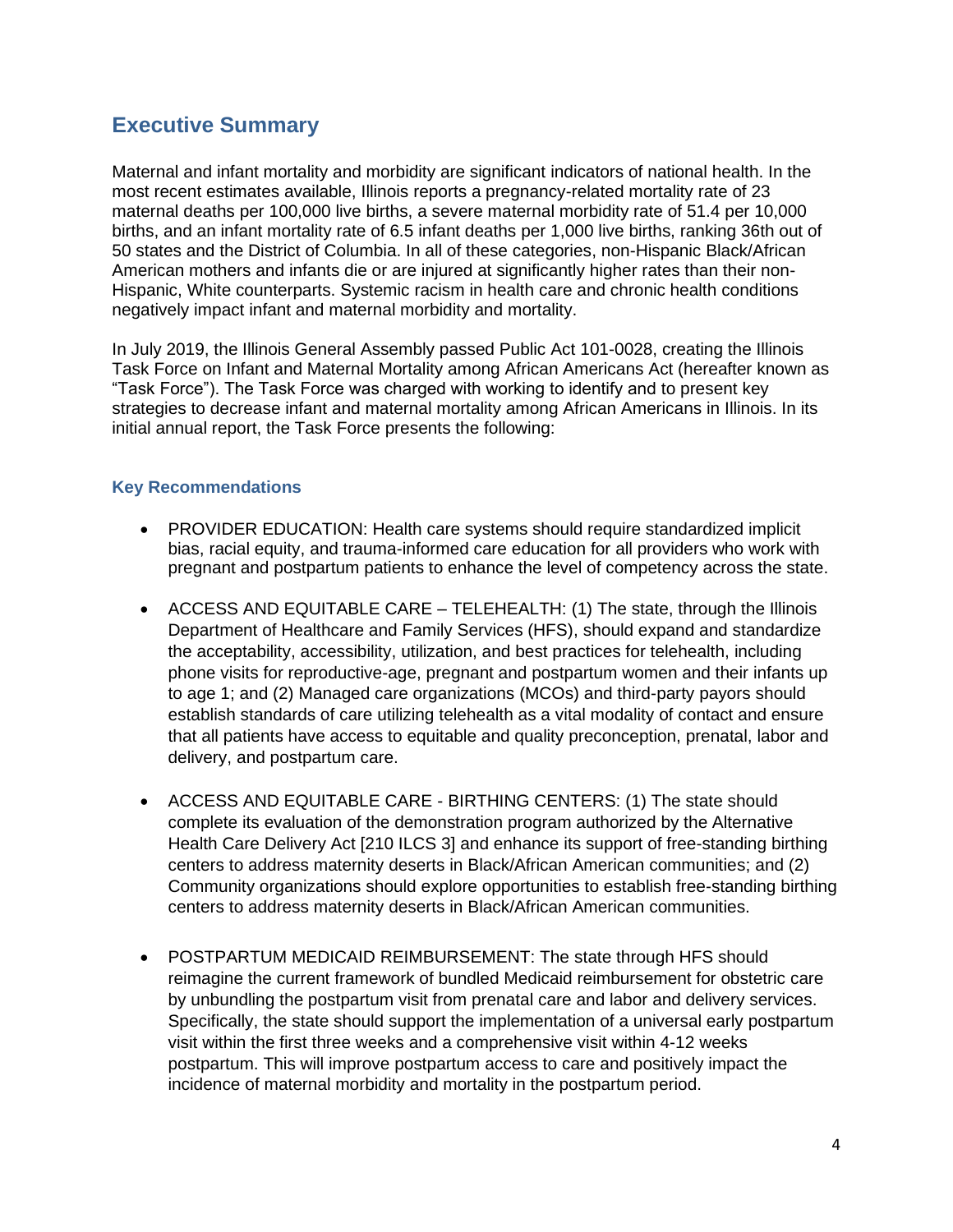## Executive Summary

Maternal and infant mortality and morbidity are significant indicators of national health. In the most recent estimates available, Illinois reports a pregnancy-related mortality rate of 23 maternal deaths per 100,000 live births, a severe maternal morbidity rate of 51.4 per 10,000 births, and an infant mortality rate of 6.5 infant deaths per 1,000 live births, ranking 36th out of 50 states and the District of Columbia. In all of these categories, non-Hispanic Black/African American mothers and infants die or are injured at significantly higher rates than their non-Hispanic, White counterparts. Systemic racism in health care and chronic health conditions negatively impact infant and maternal morbidity and mortality.

In July 2019, the Illinois General Assembly passed Public Act 101-0028, creating the Illinois Task Force on Infant and Maternal Mortality among African Americans Act (hereafter known as "Task Force"). The Task Force was charged with working to identify and to present key strategies to decrease infant and maternal mortality among African Americans in Illinois. In its initial annual report, the Task Force presents the following:

### Key Recommendations

- PROVIDER EDUCATION: Health care systems should require standardized implicit bias, racial equity, and trauma-informed care education for all providers who work with pregnant and postpartum patients to enhance the level of competency across the state.
- ACCESS AND EQUITABLE CARE – TELEHEALTH: (1) The state, through the Illinois Department of Healthcare and Family Services (HFS), should expand and standardize the acceptability, accessibility, utilization, and best practices for telehealth, including phone visits for reproductive-age, pregnant and postpartum women and their infants up to age 1; and (2) Managed care organizations (MCOs) and third-party payors should establish standards of care utilizing telehealth as a vital modality of contact and ensure that all patients have access to equitable and quality preconception, prenatal, labor and delivery, and postpartum care.
- ACCESS AND EQUITABLE CARE - BIRTHING CENTERS: (1) The state should complete its evaluation of the demonstration program authorized by the Alternative Health Care Delivery Act [210 ILCS 3] and enhance its support of free-standing birthing centers to address maternity deserts in Black/African American communities; and (2) Community organizations should explore opportunities to establish free-standing birthing centers to address maternity deserts in Black/African American communities.
- POSTPARTUM MEDICAID REIMBURSEMENT: The state through HFS should reimagine the current framework of bundled Medicaid reimbursement for obstetric care by unbundling the postpartum visit from prenatal care and labor and delivery services. Specifically, the state should support the implementation of a universal early postpartum visit within the first three weeks and a comprehensive visit within 4-12 weeks postpartum. This will improve postpartum access to care and positively impact the incidence of maternal morbidity and mortality in the postpartum period.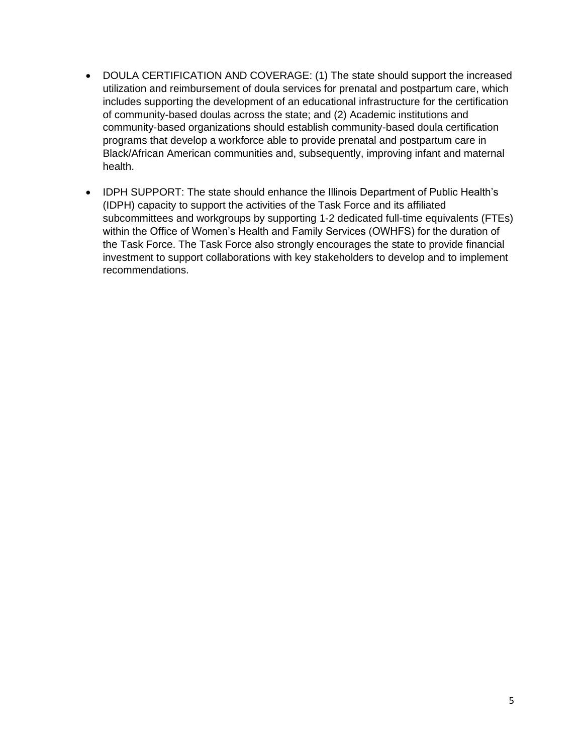- DOULA CERTIFICATION AND COVERAGE: (1) The state should support the increased utilization and reimbursement of doula services for prenatal and postpartum care, which includes supporting the development of an educational infrastructure for the certification of community-based doulas across the state; and (2) Academic institutions and community-based organizations should establish community-based doula certification programs that develop a workforce able to provide prenatal and postpartum care in Black/African American communities and, subsequently, improving infant and maternal health.

- IDPH SUPPORT: The state should enhance the Illinois Department of Public Health's (IDPH) capacity to support the activities of the Task Force and its affiliated subcommittees and workgroups by supporting 1-2 dedicated full-time equivalents (FTEs) within the Office of Women's Health and Family Services (OWHFS) for the duration of the Task Force. The Task Force also strongly encourages the state to provide financial investment to support collaborations with key stakeholders to develop and to implement recommendations.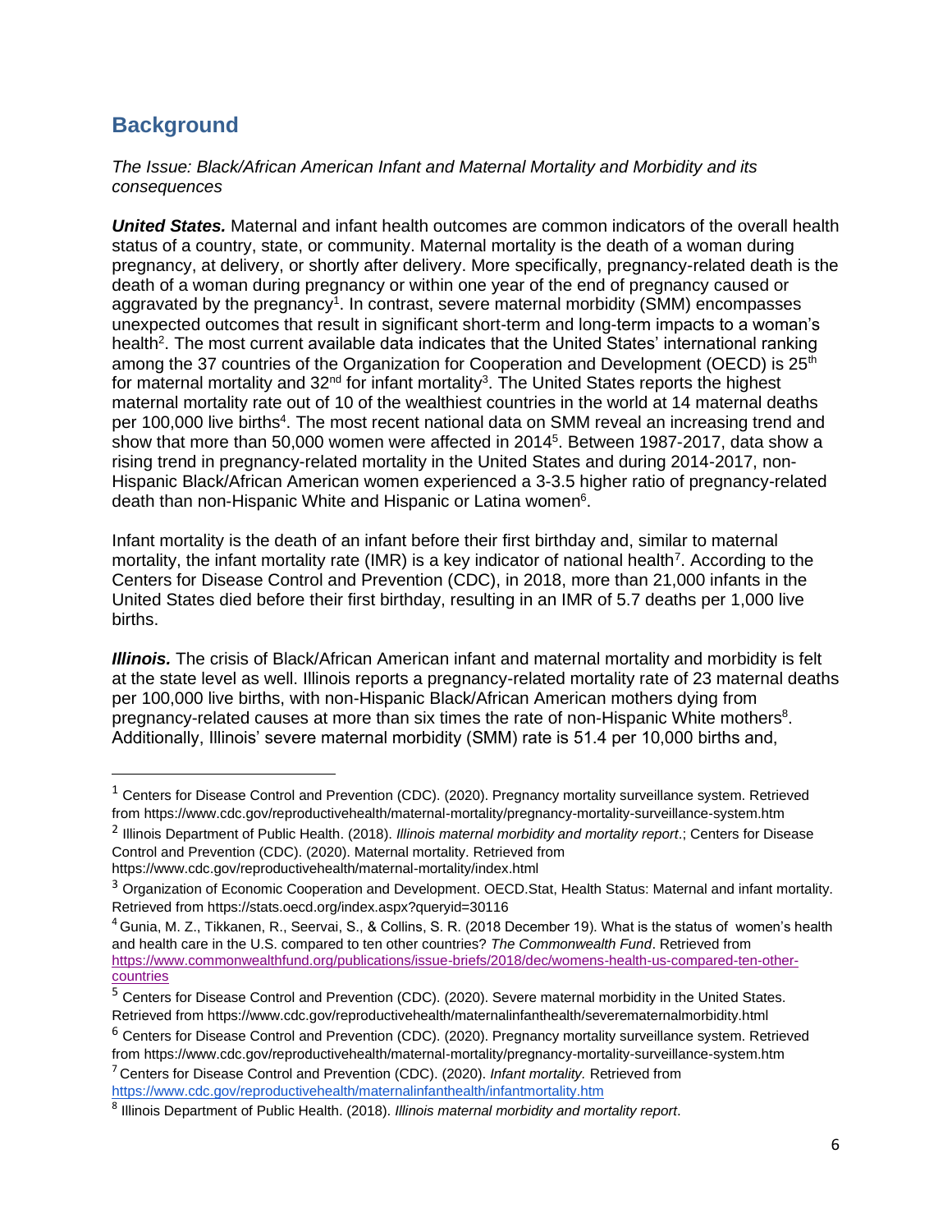## Background

*The Issue: Black/African American Infant and Maternal Mortality and Morbidity and its consequences*

***United States.*** Maternal and infant health outcomes are common indicators of the overall health status of a country, state, or community. Maternal mortality is the death of a woman during pregnancy, at delivery, or shortly after delivery. More specifically, pregnancy-related death is the death of a woman during pregnancy or within one year of the end of pregnancy caused or aggravated by the pregnancy[1]. In contrast, severe maternal morbidity (SMM) encompasses unexpected outcomes that result in significant short-term and long-term impacts to a woman's health[2]. The most current available data indicates that the United States' international ranking among the 37 countries of the Organization for Cooperation and Development (OECD) is 25th for maternal mortality and 32nd for infant mortality[3]. The United States reports the highest maternal mortality rate out of 10 of the wealthiest countries in the world at 14 maternal deaths per 100,000 live births[4]. The most recent national data on SMM reveal an increasing trend and show that more than 50,000 women were affected in 2014[5]. Between 1987-2017, data show a rising trend in pregnancy-related mortality in the United States and during 2014-2017, non-Hispanic Black/African American women experienced a 3-3.5 higher ratio of pregnancy-related death than non-Hispanic White and Hispanic or Latina women[6].

Infant mortality is the death of an infant before their first birthday and, similar to maternal mortality, the infant mortality rate (IMR) is a key indicator of national health[7]. According to the Centers for Disease Control and Prevention (CDC), in 2018, more than 21,000 infants in the United States died before their first birthday, resulting in an IMR of 5.7 deaths per 1,000 live births.

***Illinois.*** The crisis of Black/African American infant and maternal mortality and morbidity is felt at the state level as well. Illinois reports a pregnancy-related mortality rate of 23 maternal deaths per 100,000 live births, with non-Hispanic Black/African American mothers dying from pregnancy-related causes at more than six times the rate of non-Hispanic White mothers[8]. Additionally, Illinois' severe maternal morbidity (SMM) rate is 51.4 per 10,000 births and,

---

[1] Centers for Disease Control and Prevention (CDC). (2020). Pregnancy mortality surveillance system. Retrieved from https://www.cdc.gov/reproductivehealth/maternal-mortality/pregnancy-mortality-surveillance-system.htm

[2] Illinois Department of Public Health. (2018). *Illinois maternal morbidity and mortality report*.; Centers for Disease Control and Prevention (CDC). (2020). Maternal mortality. Retrieved from https://www.cdc.gov/reproductivehealth/maternal-mortality/index.html

[3] Organization of Economic Cooperation and Development. OECD.Stat, Health Status: Maternal and infant mortality. Retrieved from https://stats.oecd.org/index.aspx?queryid=30116

[4] Gunia, M. Z., Tikkanen, R., Seervai, S., & Collins, S. R. (2018 December 19). What is the status of women's health and health care in the U.S. compared to ten other countries? *The Commonwealth Fund*. Retrieved from https://www.commonwealthfund.org/publications/issue-briefs/2018/dec/womens-health-us-compared-ten-other-countries

[5] Centers for Disease Control and Prevention (CDC). (2020). Severe maternal morbidity in the United States. Retrieved from https://www.cdc.gov/reproductivehealth/maternalinfanthealth/severematernalmorbidity.html

[6] Centers for Disease Control and Prevention (CDC). (2020). Pregnancy mortality surveillance system. Retrieved from https://www.cdc.gov/reproductivehealth/maternal-mortality/pregnancy-mortality-surveillance-system.htm

[7] Centers for Disease Control and Prevention (CDC). (2020). *Infant mortality.* Retrieved from https://www.cdc.gov/reproductivehealth/maternalinfanthealth/infantmortality.htm

[8] Illinois Department of Public Health. (2018). *Illinois maternal morbidity and mortality report*.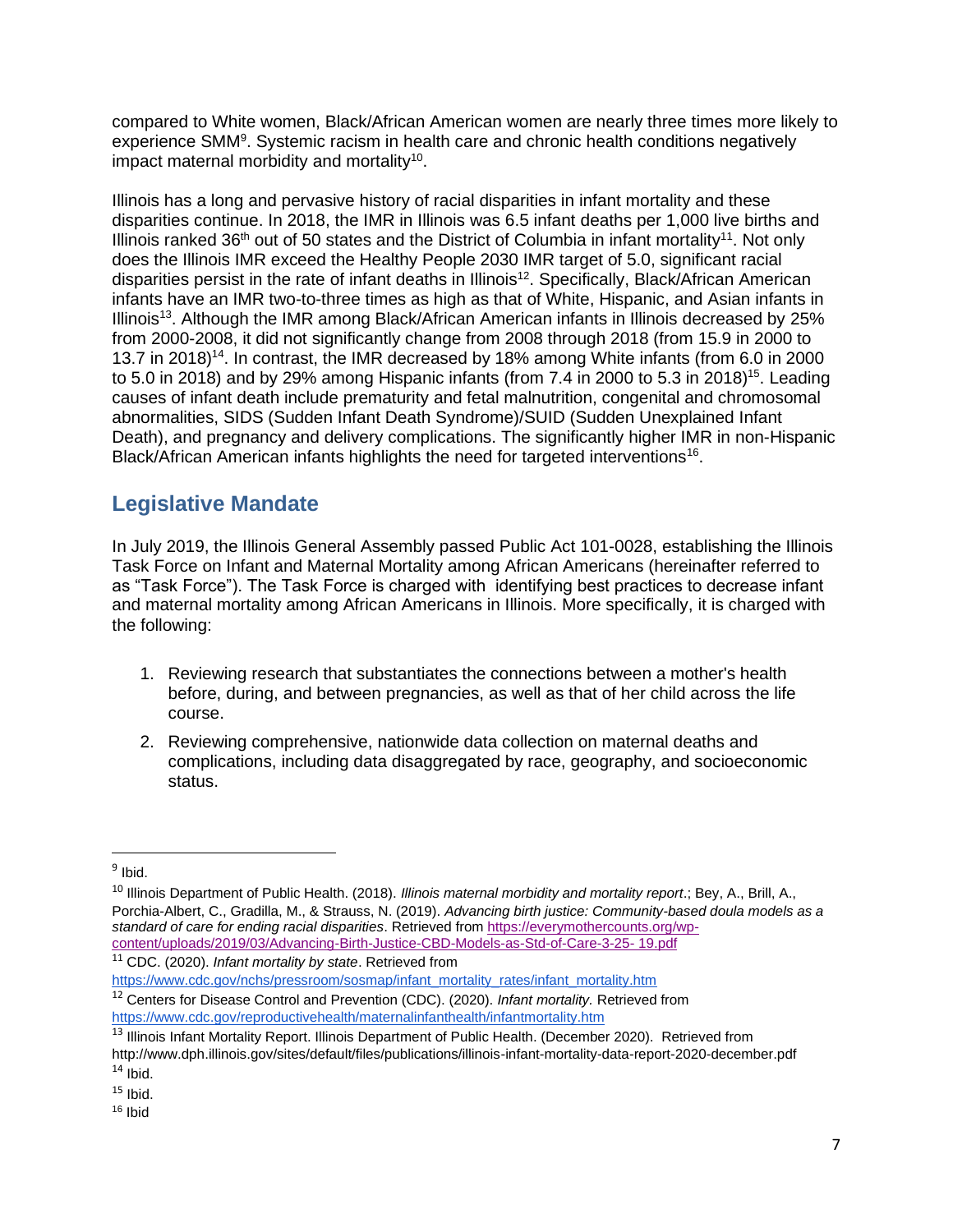compared to White women, Black/African American women are nearly three times more likely to experience SMM[9]. Systemic racism in health care and chronic health conditions negatively impact maternal morbidity and mortality[10].

Illinois has a long and pervasive history of racial disparities in infant mortality and these disparities continue. In 2018, the IMR in Illinois was 6.5 infant deaths per 1,000 live births and Illinois ranked 36th out of 50 states and the District of Columbia in infant mortality[11]. Not only does the Illinois IMR exceed the Healthy People 2030 IMR target of 5.0, significant racial disparities persist in the rate of infant deaths in Illinois[12]. Specifically, Black/African American infants have an IMR two-to-three times as high as that of White, Hispanic, and Asian infants in Illinois[13]. Although the IMR among Black/African American infants in Illinois decreased by 25% from 2000-2008, it did not significantly change from 2008 through 2018 (from 15.9 in 2000 to 13.7 in 2018)[14]. In contrast, the IMR decreased by 18% among White infants (from 6.0 in 2000 to 5.0 in 2018) and by 29% among Hispanic infants (from 7.4 in 2000 to 5.3 in 2018)[15]. Leading causes of infant death include prematurity and fetal malnutrition, congenital and chromosomal abnormalities, SIDS (Sudden Infant Death Syndrome)/SUID (Sudden Unexplained Infant Death), and pregnancy and delivery complications. The significantly higher IMR in non-Hispanic Black/African American infants highlights the need for targeted interventions[16].

## Legislative Mandate

In July 2019, the Illinois General Assembly passed Public Act 101-0028, establishing the Illinois Task Force on Infant and Maternal Mortality among African Americans (hereinafter referred to as "Task Force"). The Task Force is charged with identifying best practices to decrease infant and maternal mortality among African Americans in Illinois. More specifically, it is charged with the following:

1. Reviewing research that substantiates the connections between a mother's health before, during, and between pregnancies, as well as that of her child across the life course.
2. Reviewing comprehensive, nationwide data collection on maternal deaths and complications, including data disaggregated by race, geography, and socioeconomic status.

---

[9] Ibid.

[10] Illinois Department of Public Health. (2018). *Illinois maternal morbidity and mortality report*.; Bey, A., Brill, A., Porchia-Albert, C., Gradilla, M., & Strauss, N. (2019). *Advancing birth justice: Community-based doula models as a standard of care for ending racial disparities*. Retrieved from https://everymothercounts.org/wp-content/uploads/2019/03/Advancing-Birth-Justice-CBD-Models-as-Std-of-Care-3-25- 19.pdf

[11] CDC. (2020). *Infant mortality by state*. Retrieved from https://www.cdc.gov/nchs/pressroom/sosmap/infant_mortality_rates/infant_mortality.htm

[12] Centers for Disease Control and Prevention (CDC). (2020). *Infant mortality.* Retrieved from https://www.cdc.gov/reproductivehealth/maternalinfanthealth/infantmortality.htm

[13] Illinois Infant Mortality Report. Illinois Department of Public Health. (December 2020). Retrieved from http://www.dph.illinois.gov/sites/default/files/publications/illinois-infant-mortality-data-report-2020-december.pdf

[14] Ibid.

[15] Ibid.

[16] Ibid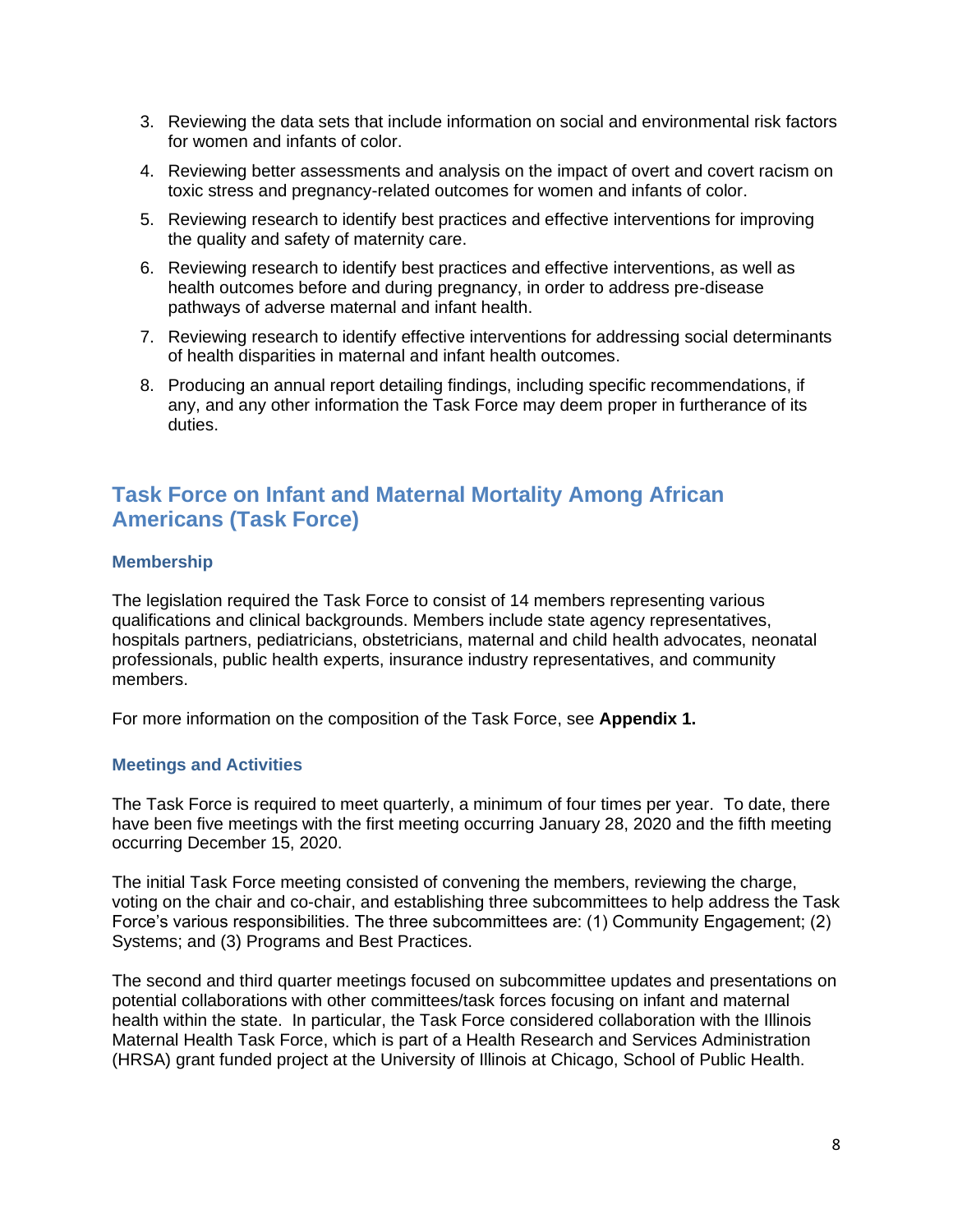3. Reviewing the data sets that include information on social and environmental risk factors for women and infants of color.
4. Reviewing better assessments and analysis on the impact of overt and covert racism on toxic stress and pregnancy-related outcomes for women and infants of color.
5. Reviewing research to identify best practices and effective interventions for improving the quality and safety of maternity care.
6. Reviewing research to identify best practices and effective interventions, as well as health outcomes before and during pregnancy, in order to address pre-disease pathways of adverse maternal and infant health.
7. Reviewing research to identify effective interventions for addressing social determinants of health disparities in maternal and infant health outcomes.
8. Producing an annual report detailing findings, including specific recommendations, if any, and any other information the Task Force may deem proper in furtherance of its duties.

## Task Force on Infant and Maternal Mortality Among African Americans (Task Force)

### Membership

The legislation required the Task Force to consist of 14 members representing various qualifications and clinical backgrounds. Members include state agency representatives, hospitals partners, pediatricians, obstetricians, maternal and child health advocates, neonatal professionals, public health experts, insurance industry representatives, and community members.

For more information on the composition of the Task Force, see **Appendix 1.**

### Meetings and Activities

The Task Force is required to meet quarterly, a minimum of four times per year. To date, there have been five meetings with the first meeting occurring January 28, 2020 and the fifth meeting occurring December 15, 2020.

The initial Task Force meeting consisted of convening the members, reviewing the charge, voting on the chair and co-chair, and establishing three subcommittees to help address the Task Force's various responsibilities. The three subcommittees are: (1) Community Engagement; (2) Systems; and (3) Programs and Best Practices.

The second and third quarter meetings focused on subcommittee updates and presentations on potential collaborations with other committees/task forces focusing on infant and maternal health within the state. In particular, the Task Force considered collaboration with the Illinois Maternal Health Task Force, which is part of a Health Research and Services Administration (HRSA) grant funded project at the University of Illinois at Chicago, School of Public Health.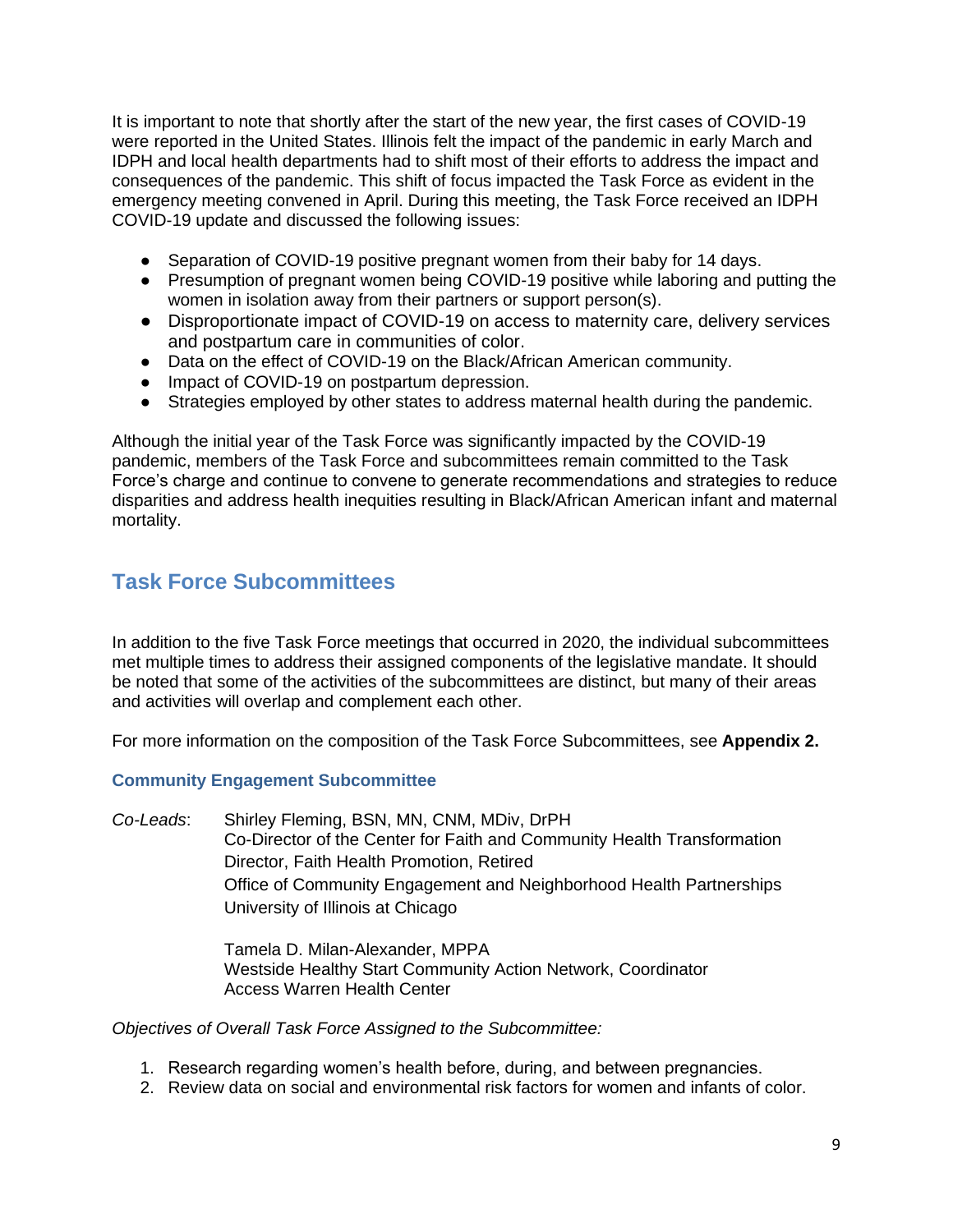It is important to note that shortly after the start of the new year, the first cases of COVID-19 were reported in the United States. Illinois felt the impact of the pandemic in early March and IDPH and local health departments had to shift most of their efforts to address the impact and consequences of the pandemic. This shift of focus impacted the Task Force as evident in the emergency meeting convened in April. During this meeting, the Task Force received an IDPH COVID-19 update and discussed the following issues:

- Separation of COVID-19 positive pregnant women from their baby for 14 days.
- Presumption of pregnant women being COVID-19 positive while laboring and putting the women in isolation away from their partners or support person(s).
- Disproportionate impact of COVID-19 on access to maternity care, delivery services and postpartum care in communities of color.
- Data on the effect of COVID-19 on the Black/African American community.
- Impact of COVID-19 on postpartum depression.
- Strategies employed by other states to address maternal health during the pandemic.

Although the initial year of the Task Force was significantly impacted by the COVID-19 pandemic, members of the Task Force and subcommittees remain committed to the Task Force's charge and continue to convene to generate recommendations and strategies to reduce disparities and address health inequities resulting in Black/African American infant and maternal mortality.

## Task Force Subcommittees

In addition to the five Task Force meetings that occurred in 2020, the individual subcommittees met multiple times to address their assigned components of the legislative mandate. It should be noted that some of the activities of the subcommittees are distinct, but many of their areas and activities will overlap and complement each other.

For more information on the composition of the Task Force Subcommittees, see **Appendix 2.**

### Community Engagement Subcommittee

*Co-Leads*: Shirley Fleming, BSN, MN, CNM, MDiv, DrPH
Co-Director of the Center for Faith and Community Health Transformation
Director, Faith Health Promotion, Retired
Office of Community Engagement and Neighborhood Health Partnerships
University of Illinois at Chicago

Tamela D. Milan-Alexander, MPPA
Westside Healthy Start Community Action Network, Coordinator
Access Warren Health Center

*Objectives of Overall Task Force Assigned to the Subcommittee:*

1. Research regarding women's health before, during, and between pregnancies.
2. Review data on social and environmental risk factors for women and infants of color.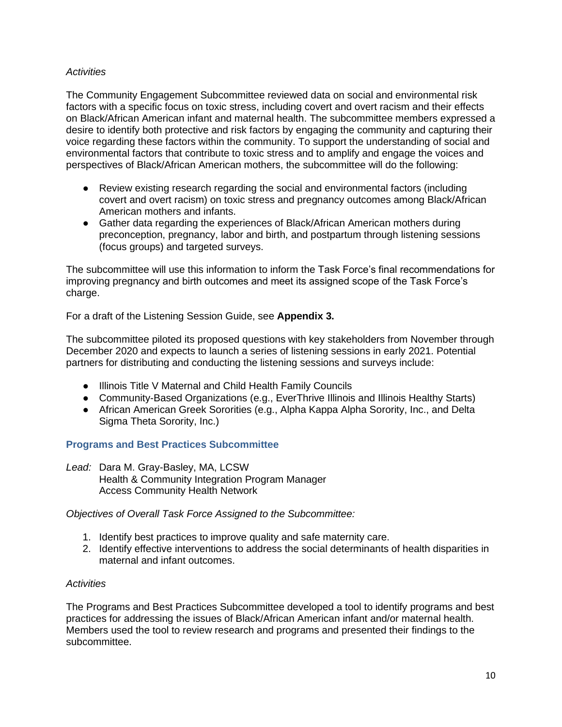*Activities*

The Community Engagement Subcommittee reviewed data on social and environmental risk factors with a specific focus on toxic stress, including covert and overt racism and their effects on Black/African American infant and maternal health. The subcommittee members expressed a desire to identify both protective and risk factors by engaging the community and capturing their voice regarding these factors within the community. To support the understanding of social and environmental factors that contribute to toxic stress and to amplify and engage the voices and perspectives of Black/African American mothers, the subcommittee will do the following:

- Review existing research regarding the social and environmental factors (including covert and overt racism) on toxic stress and pregnancy outcomes among Black/African American mothers and infants.
- Gather data regarding the experiences of Black/African American mothers during preconception, pregnancy, labor and birth, and postpartum through listening sessions (focus groups) and targeted surveys.

The subcommittee will use this information to inform the Task Force's final recommendations for improving pregnancy and birth outcomes and meet its assigned scope of the Task Force's charge.

For a draft of the Listening Session Guide, see **Appendix 3.**

The subcommittee piloted its proposed questions with key stakeholders from November through December 2020 and expects to launch a series of listening sessions in early 2021. Potential partners for distributing and conducting the listening sessions and surveys include:

- Illinois Title V Maternal and Child Health Family Councils
- Community-Based Organizations (e.g., EverThrive Illinois and Illinois Healthy Starts)
- African American Greek Sororities (e.g., Alpha Kappa Alpha Sorority, Inc., and Delta Sigma Theta Sorority, Inc.)

### Programs and Best Practices Subcommittee

*Lead:* Dara M. Gray-Basley, MA, LCSW
Health & Community Integration Program Manager
Access Community Health Network

*Objectives of Overall Task Force Assigned to the Subcommittee:*

1. Identify best practices to improve quality and safe maternity care.
2. Identify effective interventions to address the social determinants of health disparities in maternal and infant outcomes.

*Activities*

The Programs and Best Practices Subcommittee developed a tool to identify programs and best practices for addressing the issues of Black/African American infant and/or maternal health. Members used the tool to review research and programs and presented their findings to the subcommittee.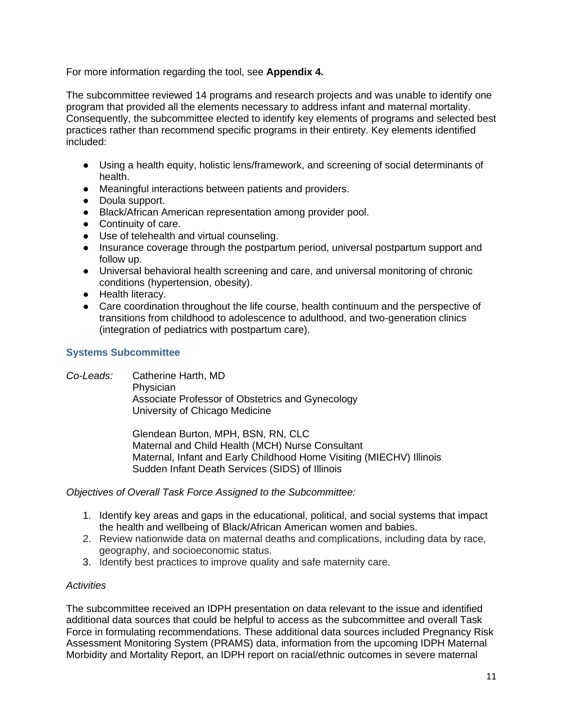For more information regarding the tool, see **Appendix 4.**

The subcommittee reviewed 14 programs and research projects and was unable to identify one program that provided all the elements necessary to address infant and maternal mortality. Consequently, the subcommittee elected to identify key elements of programs and selected best practices rather than recommend specific programs in their entirety. Key elements identified included:

- Using a health equity, holistic lens/framework, and screening of social determinants of health.
- Meaningful interactions between patients and providers.
- Doula support.
- Black/African American representation among provider pool.
- Continuity of care.
- Use of telehealth and virtual counseling.
- Insurance coverage through the postpartum period, universal postpartum support and follow up.
- Universal behavioral health screening and care, and universal monitoring of chronic conditions (hypertension, obesity).
- Health literacy.
- Care coordination throughout the life course, health continuum and the perspective of transitions from childhood to adolescence to adulthood, and two-generation clinics (integration of pediatrics with postpartum care).

### Systems Subcommittee

*Co-Leads:* Catherine Harth, MD
Physician
Associate Professor of Obstetrics and Gynecology
University of Chicago Medicine

Glendean Burton, MPH, BSN, RN, CLC
Maternal and Child Health (MCH) Nurse Consultant
Maternal, Infant and Early Childhood Home Visiting (MIECHV) Illinois
Sudden Infant Death Services (SIDS) of Illinois

*Objectives of Overall Task Force Assigned to the Subcommittee:*

1. Identify key areas and gaps in the educational, political, and social systems that impact the health and wellbeing of Black/African American women and babies.
2. Review nationwide data on maternal deaths and complications, including data by race, geography, and socioeconomic status.
3. Identify best practices to improve quality and safe maternity care.

*Activities*

The subcommittee received an IDPH presentation on data relevant to the issue and identified additional data sources that could be helpful to access as the subcommittee and overall Task Force in formulating recommendations. These additional data sources included Pregnancy Risk Assessment Monitoring System (PRAMS) data, information from the upcoming IDPH Maternal Morbidity and Mortality Report, an IDPH report on racial/ethnic outcomes in severe maternal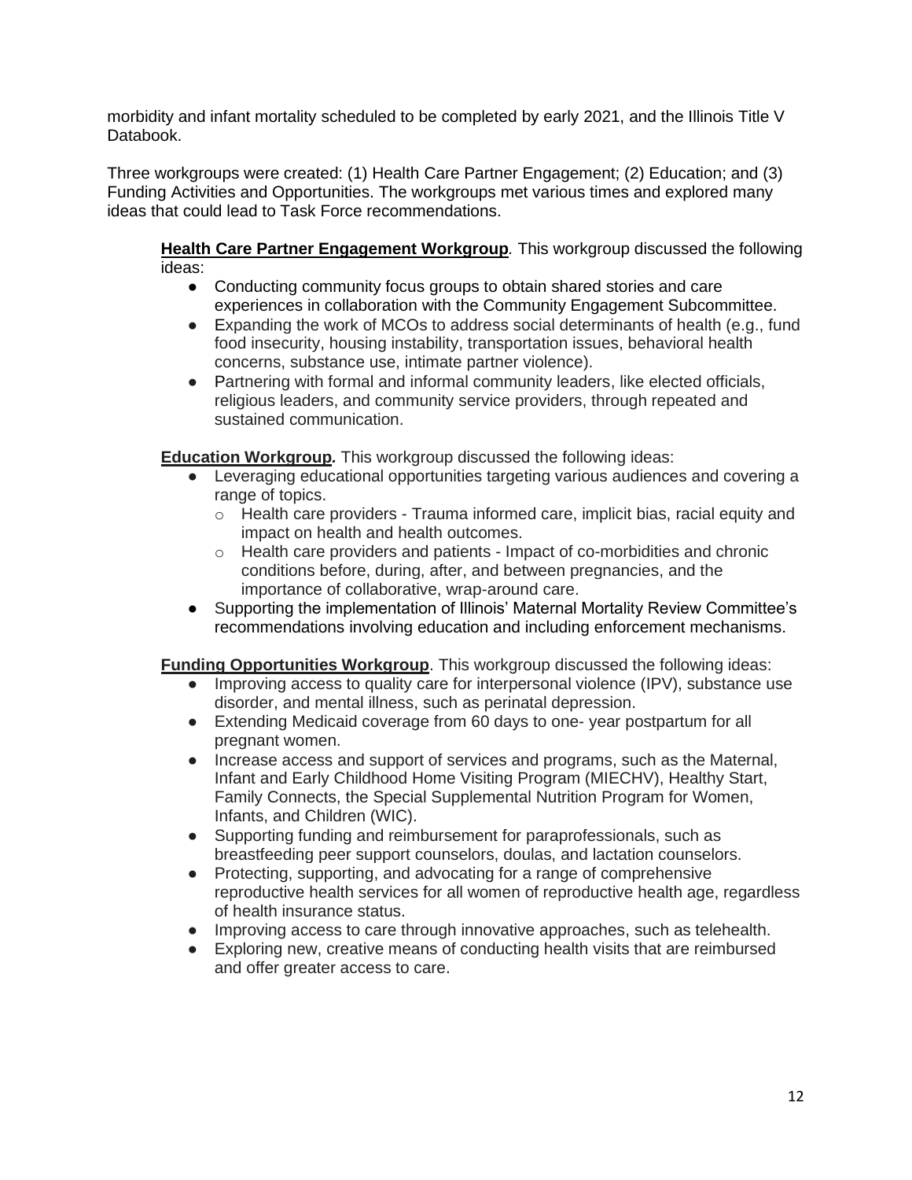morbidity and infant mortality scheduled to be completed by early 2021, and the Illinois Title V Databook.

Three workgroups were created: (1) Health Care Partner Engagement; (2) Education; and (3) Funding Activities and Opportunities. The workgroups met various times and explored many ideas that could lead to Task Force recommendations.

**Health Care Partner Engagement Workgroup**. This workgroup discussed the following ideas:

- Conducting community focus groups to obtain shared stories and care experiences in collaboration with the Community Engagement Subcommittee.
- Expanding the work of MCOs to address social determinants of health (e.g., fund food insecurity, housing instability, transportation issues, behavioral health concerns, substance use, intimate partner violence).
- Partnering with formal and informal community leaders, like elected officials, religious leaders, and community service providers, through repeated and sustained communication.

**Education Workgroup.** This workgroup discussed the following ideas:

- Leveraging educational opportunities targeting various audiences and covering a range of topics.
  - Health care providers - Trauma informed care, implicit bias, racial equity and impact on health and health outcomes.
  - Health care providers and patients - Impact of co-morbidities and chronic conditions before, during, after, and between pregnancies, and the importance of collaborative, wrap-around care.
- Supporting the implementation of Illinois' Maternal Mortality Review Committee's recommendations involving education and including enforcement mechanisms.

**Funding Opportunities Workgroup**. This workgroup discussed the following ideas:

- Improving access to quality care for interpersonal violence (IPV), substance use disorder, and mental illness, such as perinatal depression.
- Extending Medicaid coverage from 60 days to one- year postpartum for all pregnant women.
- Increase access and support of services and programs, such as the Maternal, Infant and Early Childhood Home Visiting Program (MIECHV), Healthy Start, Family Connects, the Special Supplemental Nutrition Program for Women, Infants, and Children (WIC).
- Supporting funding and reimbursement for paraprofessionals, such as breastfeeding peer support counselors, doulas, and lactation counselors.
- Protecting, supporting, and advocating for a range of comprehensive reproductive health services for all women of reproductive health age, regardless of health insurance status.
- Improving access to care through innovative approaches, such as telehealth.
- Exploring new, creative means of conducting health visits that are reimbursed and offer greater access to care.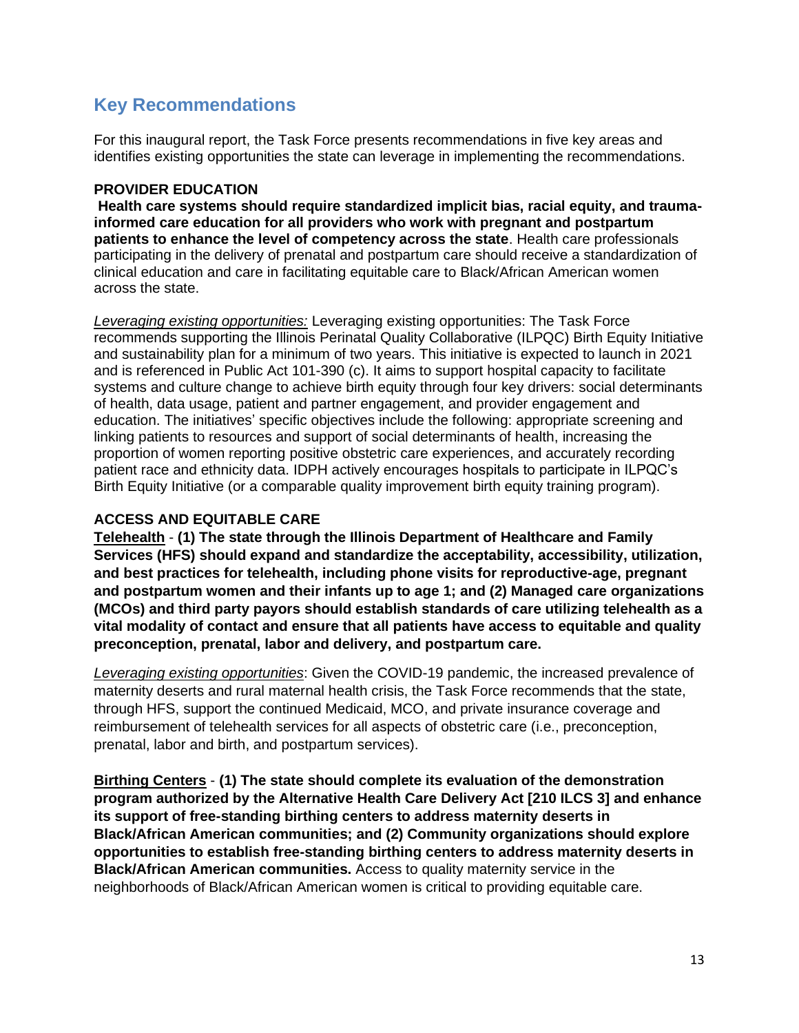## Key Recommendations

For this inaugural report, the Task Force presents recommendations in five key areas and identifies existing opportunities the state can leverage in implementing the recommendations.

**PROVIDER EDUCATION**

**Health care systems should require standardized implicit bias, racial equity, and trauma-informed care education for all providers who work with pregnant and postpartum patients to enhance the level of competency across the state**. Health care professionals participating in the delivery of prenatal and postpartum care should receive a standardization of clinical education and care in facilitating equitable care to Black/African American women across the state.

*Leveraging existing opportunities:* Leveraging existing opportunities: The Task Force recommends supporting the Illinois Perinatal Quality Collaborative (ILPQC) Birth Equity Initiative and sustainability plan for a minimum of two years. This initiative is expected to launch in 2021 and is referenced in Public Act 101-390 (c). It aims to support hospital capacity to facilitate systems and culture change to achieve birth equity through four key drivers: social determinants of health, data usage, patient and partner engagement, and provider engagement and education. The initiatives' specific objectives include the following: appropriate screening and linking patients to resources and support of social determinants of health, increasing the proportion of women reporting positive obstetric care experiences, and accurately recording patient race and ethnicity data. IDPH actively encourages hospitals to participate in ILPQC's Birth Equity Initiative (or a comparable quality improvement birth equity training program).

**ACCESS AND EQUITABLE CARE**

**Telehealth** - **(1) The state through the Illinois Department of Healthcare and Family Services (HFS) should expand and standardize the acceptability, accessibility, utilization, and best practices for telehealth, including phone visits for reproductive-age, pregnant and postpartum women and their infants up to age 1; and (2) Managed care organizations (MCOs) and third party payors should establish standards of care utilizing telehealth as a vital modality of contact and ensure that all patients have access to equitable and quality preconception, prenatal, labor and delivery, and postpartum care.**

*Leveraging existing opportunities*: Given the COVID-19 pandemic, the increased prevalence of maternity deserts and rural maternal health crisis, the Task Force recommends that the state, through HFS, support the continued Medicaid, MCO, and private insurance coverage and reimbursement of telehealth services for all aspects of obstetric care (i.e., preconception, prenatal, labor and birth, and postpartum services).

**Birthing Centers** - **(1) The state should complete its evaluation of the demonstration program authorized by the Alternative Health Care Delivery Act [210 ILCS 3] and enhance its support of free-standing birthing centers to address maternity deserts in Black/African American communities; and (2) Community organizations should explore opportunities to establish free-standing birthing centers to address maternity deserts in Black/African American communities.** Access to quality maternity service in the neighborhoods of Black/African American women is critical to providing equitable care.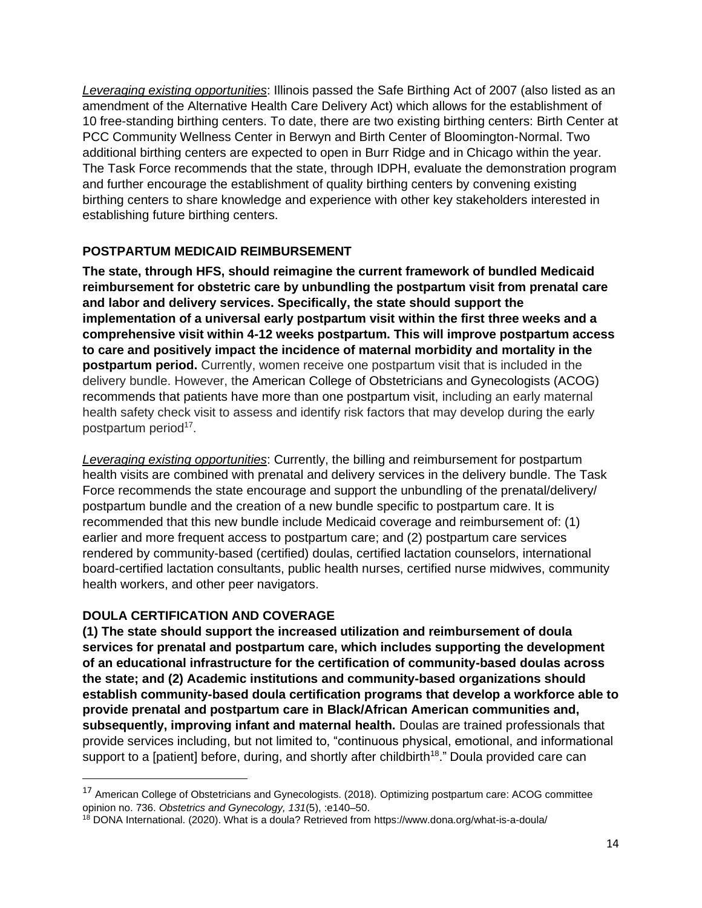*Leveraging existing opportunities*: Illinois passed the Safe Birthing Act of 2007 (also listed as an amendment of the Alternative Health Care Delivery Act) which allows for the establishment of 10 free-standing birthing centers. To date, there are two existing birthing centers: Birth Center at PCC Community Wellness Center in Berwyn and Birth Center of Bloomington-Normal. Two additional birthing centers are expected to open in Burr Ridge and in Chicago within the year. The Task Force recommends that the state, through IDPH, evaluate the demonstration program and further encourage the establishment of quality birthing centers by convening existing birthing centers to share knowledge and experience with other key stakeholders interested in establishing future birthing centers.

### POSTPARTUM MEDICAID REIMBURSEMENT

**The state, through HFS, should reimagine the current framework of bundled Medicaid reimbursement for obstetric care by unbundling the postpartum visit from prenatal care and labor and delivery services. Specifically, the state should support the implementation of a universal early postpartum visit within the first three weeks and a comprehensive visit within 4-12 weeks postpartum. This will improve postpartum access to care and positively impact the incidence of maternal morbidity and mortality in the postpartum period.** Currently, women receive one postpartum visit that is included in the delivery bundle. However, the American College of Obstetricians and Gynecologists (ACOG) recommends that patients have more than one postpartum visit, including an early maternal health safety check visit to assess and identify risk factors that may develop during the early postpartum period[17].

*Leveraging existing opportunities*: Currently, the billing and reimbursement for postpartum health visits are combined with prenatal and delivery services in the delivery bundle. The Task Force recommends the state encourage and support the unbundling of the prenatal/delivery/ postpartum bundle and the creation of a new bundle specific to postpartum care. It is recommended that this new bundle include Medicaid coverage and reimbursement of: (1) earlier and more frequent access to postpartum care; and (2) postpartum care services rendered by community-based (certified) doulas, certified lactation counselors, international board-certified lactation consultants, public health nurses, certified nurse midwives, community health workers, and other peer navigators.

### DOULA CERTIFICATION AND COVERAGE

**(1) The state should support the increased utilization and reimbursement of doula services for prenatal and postpartum care, which includes supporting the development of an educational infrastructure for the certification of community-based doulas across the state; and (2) Academic institutions and community-based organizations should establish community-based doula certification programs that develop a workforce able to provide prenatal and postpartum care in Black/African American communities and, subsequently, improving infant and maternal health.** Doulas are trained professionals that provide services including, but not limited to, "continuous physical, emotional, and informational support to a [patient] before, during, and shortly after childbirth[18]." Doula provided care can

---

[17] American College of Obstetricians and Gynecologists. (2018). Optimizing postpartum care: ACOG committee opinion no. 736. *Obstetrics and Gynecology, 131*(5), :e140–50.

[18] DONA International. (2020). What is a doula? Retrieved from https://www.dona.org/what-is-a-doula/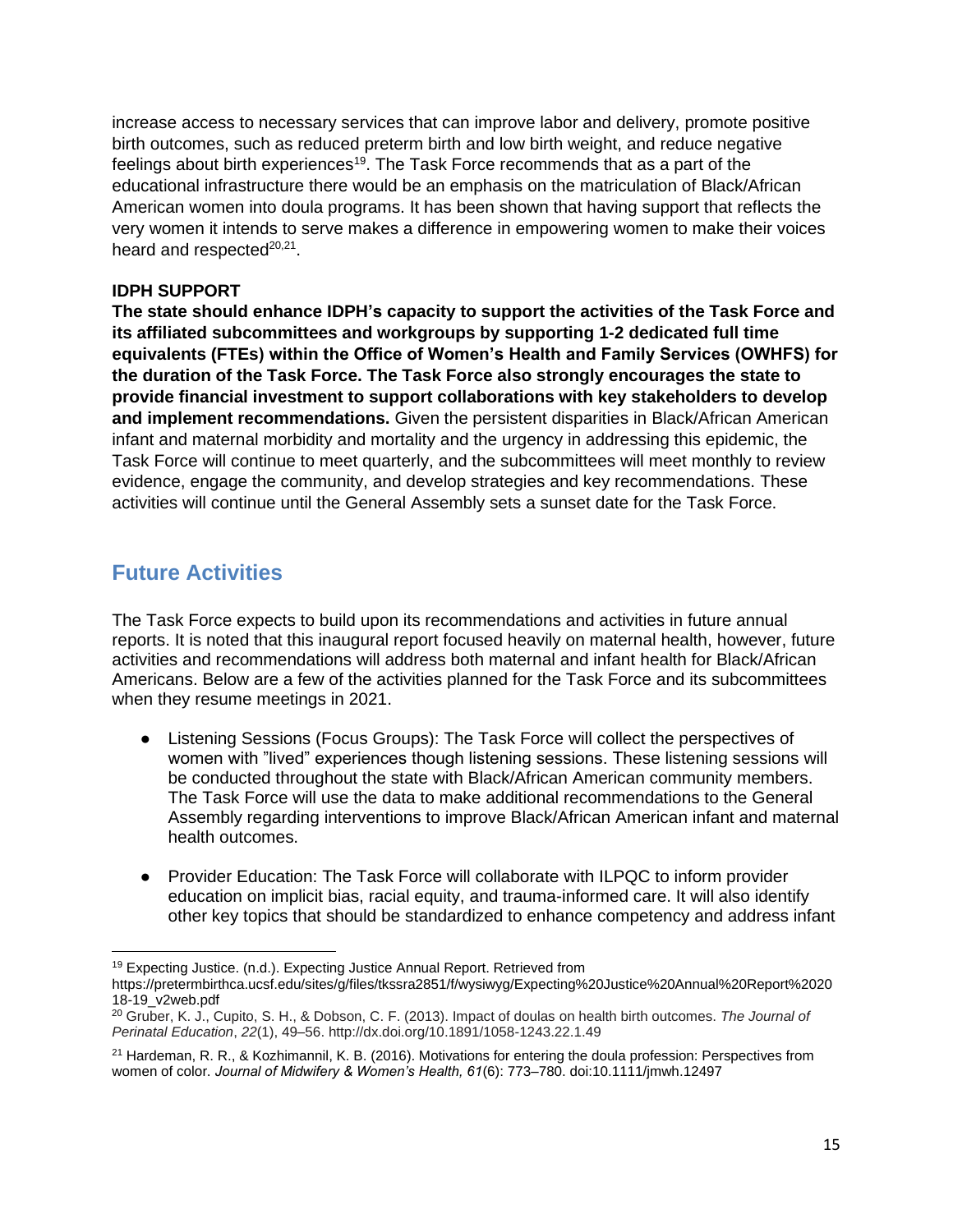increase access to necessary services that can improve labor and delivery, promote positive birth outcomes, such as reduced preterm birth and low birth weight, and reduce negative feelings about birth experiences[19]. The Task Force recommends that as a part of the educational infrastructure there would be an emphasis on the matriculation of Black/African American women into doula programs. It has been shown that having support that reflects the very women it intends to serve makes a difference in empowering women to make their voices heard and respected[20,21].

**IDPH SUPPORT**

**The state should enhance IDPH's capacity to support the activities of the Task Force and its affiliated subcommittees and workgroups by supporting 1-2 dedicated full time equivalents (FTEs) within the Office of Women's Health and Family Services (OWHFS) for the duration of the Task Force. The Task Force also strongly encourages the state to provide financial investment to support collaborations with key stakeholders to develop and implement recommendations.** Given the persistent disparities in Black/African American infant and maternal morbidity and mortality and the urgency in addressing this epidemic, the Task Force will continue to meet quarterly, and the subcommittees will meet monthly to review evidence, engage the community, and develop strategies and key recommendations. These activities will continue until the General Assembly sets a sunset date for the Task Force.

## Future Activities

The Task Force expects to build upon its recommendations and activities in future annual reports. It is noted that this inaugural report focused heavily on maternal health, however, future activities and recommendations will address both maternal and infant health for Black/African Americans. Below are a few of the activities planned for the Task Force and its subcommittees when they resume meetings in 2021.

- Listening Sessions (Focus Groups): The Task Force will collect the perspectives of women with "lived" experiences though listening sessions. These listening sessions will be conducted throughout the state with Black/African American community members. The Task Force will use the data to make additional recommendations to the General Assembly regarding interventions to improve Black/African American infant and maternal health outcomes.

- Provider Education: The Task Force will collaborate with ILPQC to inform provider education on implicit bias, racial equity, and trauma-informed care. It will also identify other key topics that should be standardized to enhance competency and address infant

---

[19] Expecting Justice. (n.d.). Expecting Justice Annual Report. Retrieved from https://pretermbirthca.ucsf.edu/sites/g/files/tkssra2851/f/wysiwyg/Expecting%20Justice%20Annual%20Report%202018-19_v2web.pdf

[20] Gruber, K. J., Cupito, S. H., & Dobson, C. F. (2013). Impact of doulas on health birth outcomes. *The Journal of Perinatal Education*, *22*(1), 49–56. http://dx.doi.org/10.1891/1058-1243.22.1.49

[21] Hardeman, R. R., & Kozhimannil, K. B. (2016). Motivations for entering the doula profession: Perspectives from women of color. *Journal of Midwifery & Women's Health, 61*(6): 773–780. doi:10.1111/jmwh.12497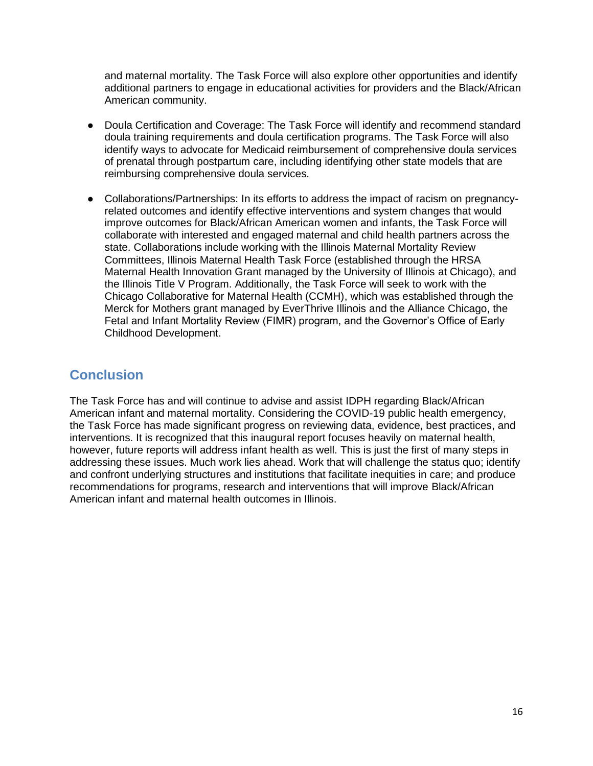and maternal mortality. The Task Force will also explore other opportunities and identify additional partners to engage in educational activities for providers and the Black/African American community.

- Doula Certification and Coverage: The Task Force will identify and recommend standard doula training requirements and doula certification programs. The Task Force will also identify ways to advocate for Medicaid reimbursement of comprehensive doula services of prenatal through postpartum care, including identifying other state models that are reimbursing comprehensive doula services.

- Collaborations/Partnerships: In its efforts to address the impact of racism on pregnancy-related outcomes and identify effective interventions and system changes that would improve outcomes for Black/African American women and infants, the Task Force will collaborate with interested and engaged maternal and child health partners across the state. Collaborations include working with the Illinois Maternal Mortality Review Committees, Illinois Maternal Health Task Force (established through the HRSA Maternal Health Innovation Grant managed by the University of Illinois at Chicago), and the Illinois Title V Program. Additionally, the Task Force will seek to work with the Chicago Collaborative for Maternal Health (CCMH), which was established through the Merck for Mothers grant managed by EverThrive Illinois and the Alliance Chicago, the Fetal and Infant Mortality Review (FIMR) program, and the Governor's Office of Early Childhood Development.

## Conclusion

The Task Force has and will continue to advise and assist IDPH regarding Black/African American infant and maternal mortality. Considering the COVID-19 public health emergency, the Task Force has made significant progress on reviewing data, evidence, best practices, and interventions. It is recognized that this inaugural report focuses heavily on maternal health, however, future reports will address infant health as well. This is just the first of many steps in addressing these issues. Much work lies ahead. Work that will challenge the status quo; identify and confront underlying structures and institutions that facilitate inequities in care; and produce recommendations for programs, research and interventions that will improve Black/African American infant and maternal health outcomes in Illinois.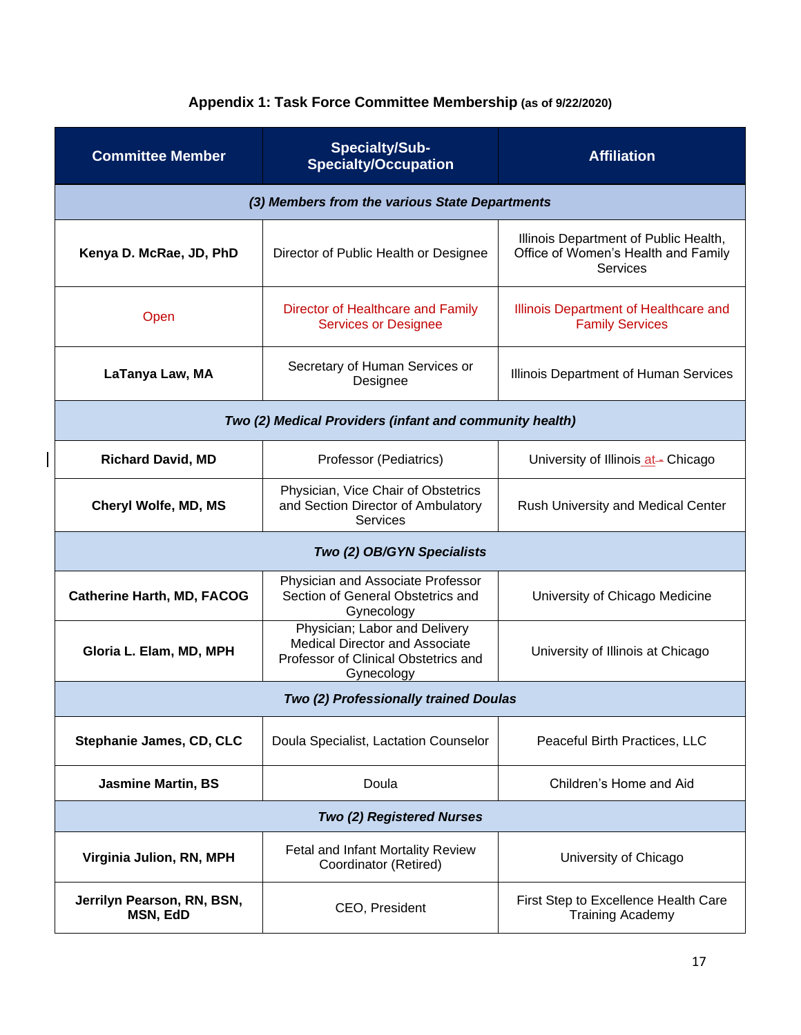## Appendix 1: Task Force Committee Membership (as of 9/22/2020)

| Committee Member | Specialty/Sub-Specialty/Occupation | Affiliation |
|---|---|---|
| ***(3) Members from the various State Departments*** | | |
| **Kenya D. McRae, JD, PhD** | Director of Public Health or Designee | Illinois Department of Public Health, Office of Women's Health and Family Services |
| Open | Director of Healthcare and Family Services or Designee | Illinois Department of Healthcare and Family Services |
| **LaTanya Law, MA** | Secretary of Human Services or Designee | Illinois Department of Human Services |
| ***Two (2) Medical Providers (infant and community health)*** | | |
| **Richard David, MD** | Professor (Pediatrics) | University of Illinois at Chicago |
| **Cheryl Wolfe, MD, MS** | Physician, Vice Chair of Obstetrics and Section Director of Ambulatory Services | Rush University and Medical Center |
| ***Two (2) OB/GYN Specialists*** | | |
| **Catherine Harth, MD, FACOG** | Physician and Associate Professor Section of General Obstetrics and Gynecology | University of Chicago Medicine |
| **Gloria L. Elam, MD, MPH** | Physician; Labor and Delivery Medical Director and Associate Professor of Clinical Obstetrics and Gynecology | University of Illinois at Chicago |
| ***Two (2) Professionally trained Doulas*** | | |
| **Stephanie James, CD, CLC** | Doula Specialist, Lactation Counselor | Peaceful Birth Practices, LLC |
| **Jasmine Martin, BS** | Doula | Children's Home and Aid |
| ***Two (2) Registered Nurses*** | | |
| **Virginia Julion, RN, MPH** | Fetal and Infant Mortality Review Coordinator (Retired) | University of Chicago |
| **Jerrilyn Pearson, RN, BSN, MSN, EdD** | CEO, President | First Step to Excellence Health Care Training Academy |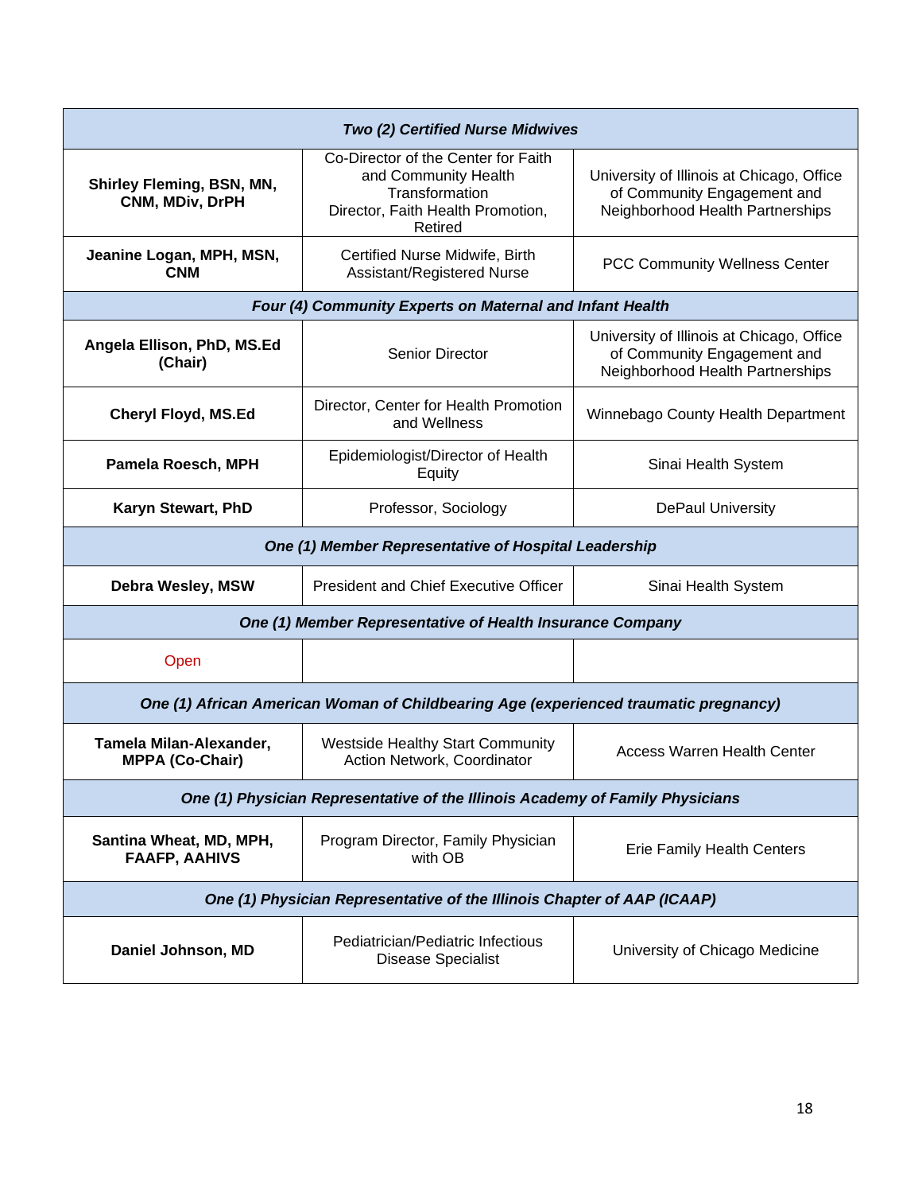| *Two (2) Certified Nurse Midwives* | | |
|---|---|---|
| **Shirley Fleming, BSN, MN, CNM, MDiv, DrPH** | Co-Director of the Center for Faith and Community Health Transformation<br>Director, Faith Health Promotion, Retired | University of Illinois at Chicago, Office of Community Engagement and Neighborhood Health Partnerships |
| **Jeanine Logan, MPH, MSN, CNM** | Certified Nurse Midwife, Birth Assistant/Registered Nurse | PCC Community Wellness Center |
| ***Four (4) Community Experts on Maternal and Infant Health*** | | |
| **Angela Ellison, PhD, MS.Ed (Chair)** | Senior Director | University of Illinois at Chicago, Office of Community Engagement and Neighborhood Health Partnerships |
| **Cheryl Floyd, MS.Ed** | Director, Center for Health Promotion and Wellness | Winnebago County Health Department |
| **Pamela Roesch, MPH** | Epidemiologist/Director of Health Equity | Sinai Health System |
| **Karyn Stewart, PhD** | Professor, Sociology | DePaul University |
| ***One (1) Member Representative of Hospital Leadership*** | | |
| **Debra Wesley, MSW** | President and Chief Executive Officer | Sinai Health System |
| ***One (1) Member Representative of Health Insurance Company*** | | |
| Open | | |
| ***One (1) African American Woman of Childbearing Age (experienced traumatic pregnancy)*** | | |
| **Tamela Milan-Alexander, MPPA (Co-Chair)** | Westside Healthy Start Community Action Network, Coordinator | Access Warren Health Center |
| ***One (1) Physician Representative of the Illinois Academy of Family Physicians*** | | |
| **Santina Wheat, MD, MPH, FAAFP, AAHIVS** | Program Director, Family Physician with OB | Erie Family Health Centers |
| ***One (1) Physician Representative of the Illinois Chapter of AAP (ICAAP)*** | | |
| **Daniel Johnson, MD** | Pediatrician/Pediatric Infectious Disease Specialist | University of Chicago Medicine |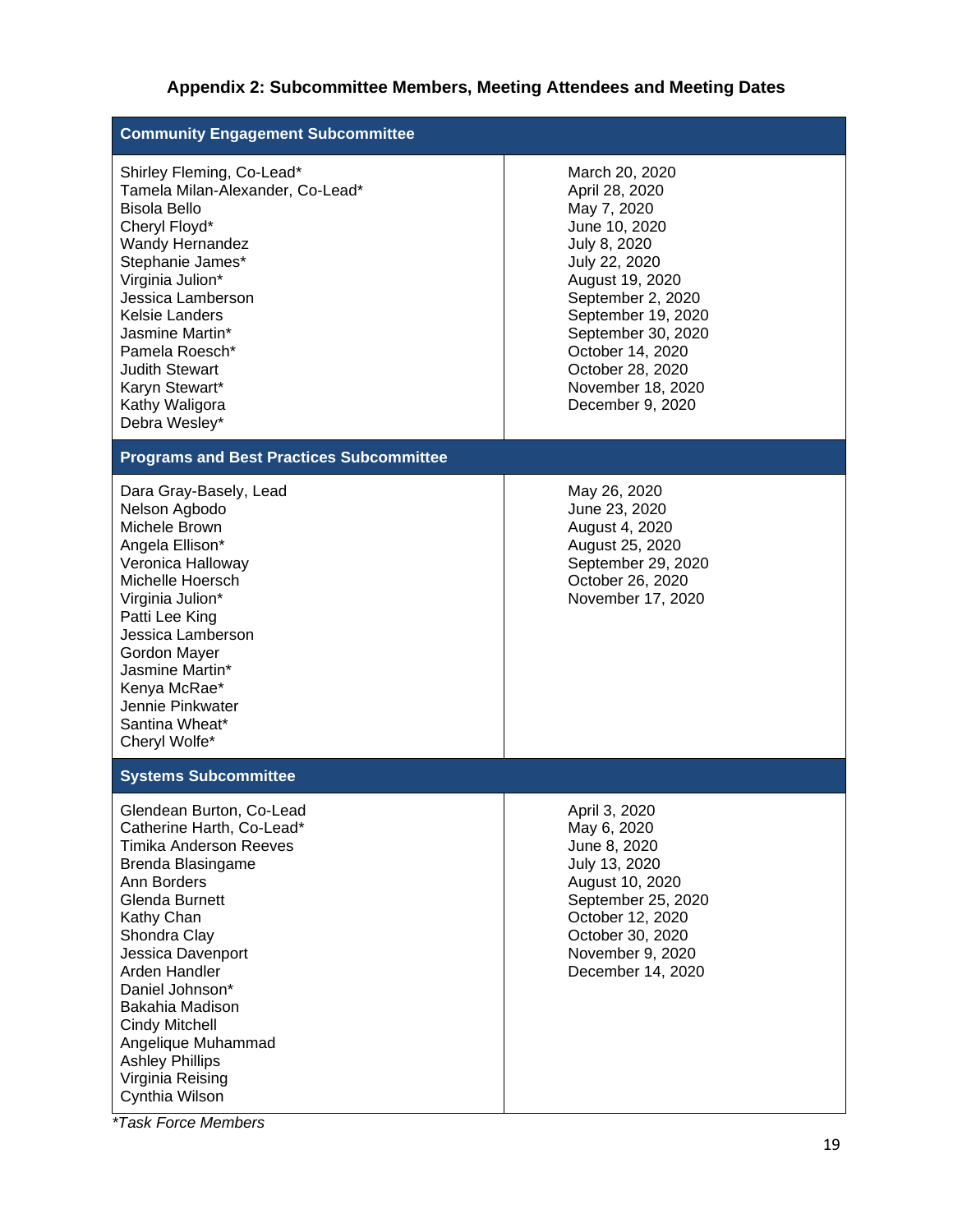## Appendix 2: Subcommittee Members, Meeting Attendees and Meeting Dates

| Community Engagement Subcommittee | |
|---|---|
| Shirley Fleming, Co-Lead*<br>Tamela Milan-Alexander, Co-Lead*<br>Bisola Bello<br>Cheryl Floyd*<br>Wandy Hernandez<br>Stephanie James*<br>Virginia Julion*<br>Jessica Lamberson<br>Kelsie Landers<br>Jasmine Martin*<br>Pamela Roesch*<br>Judith Stewart<br>Karyn Stewart*<br>Kathy Waligora<br>Debra Wesley* | March 20, 2020<br>April 28, 2020<br>May 7, 2020<br>June 10, 2020<br>July 8, 2020<br>July 22, 2020<br>August 19, 2020<br>September 2, 2020<br>September 19, 2020<br>September 30, 2020<br>October 14, 2020<br>October 28, 2020<br>November 18, 2020<br>December 9, 2020 |
| **Programs and Best Practices Subcommittee** | |
| Dara Gray-Basely, Lead<br>Nelson Agbodo<br>Michele Brown<br>Angela Ellison*<br>Veronica Halloway<br>Michelle Hoersch<br>Virginia Julion*<br>Patti Lee King<br>Jessica Lamberson<br>Gordon Mayer<br>Jasmine Martin*<br>Kenya McRae*<br>Jennie Pinkwater<br>Santina Wheat*<br>Cheryl Wolfe* | May 26, 2020<br>June 23, 2020<br>August 4, 2020<br>August 25, 2020<br>September 29, 2020<br>October 26, 2020<br>November 17, 2020 |
| **Systems Subcommittee** | |
| Glendean Burton, Co-Lead<br>Catherine Harth, Co-Lead*<br>Timika Anderson Reeves<br>Brenda Blasingame<br>Ann Borders<br>Glenda Burnett<br>Kathy Chan<br>Shondra Clay<br>Jessica Davenport<br>Arden Handler<br>Daniel Johnson*<br>Bakahia Madison<br>Cindy Mitchell<br>Angelique Muhammad<br>Ashley Phillips<br>Virginia Reising<br>Cynthia Wilson | April 3, 2020<br>May 6, 2020<br>June 8, 2020<br>July 13, 2020<br>August 10, 2020<br>September 25, 2020<br>October 12, 2020<br>October 30, 2020<br>November 9, 2020<br>December 14, 2020 |

*\*Task Force Members*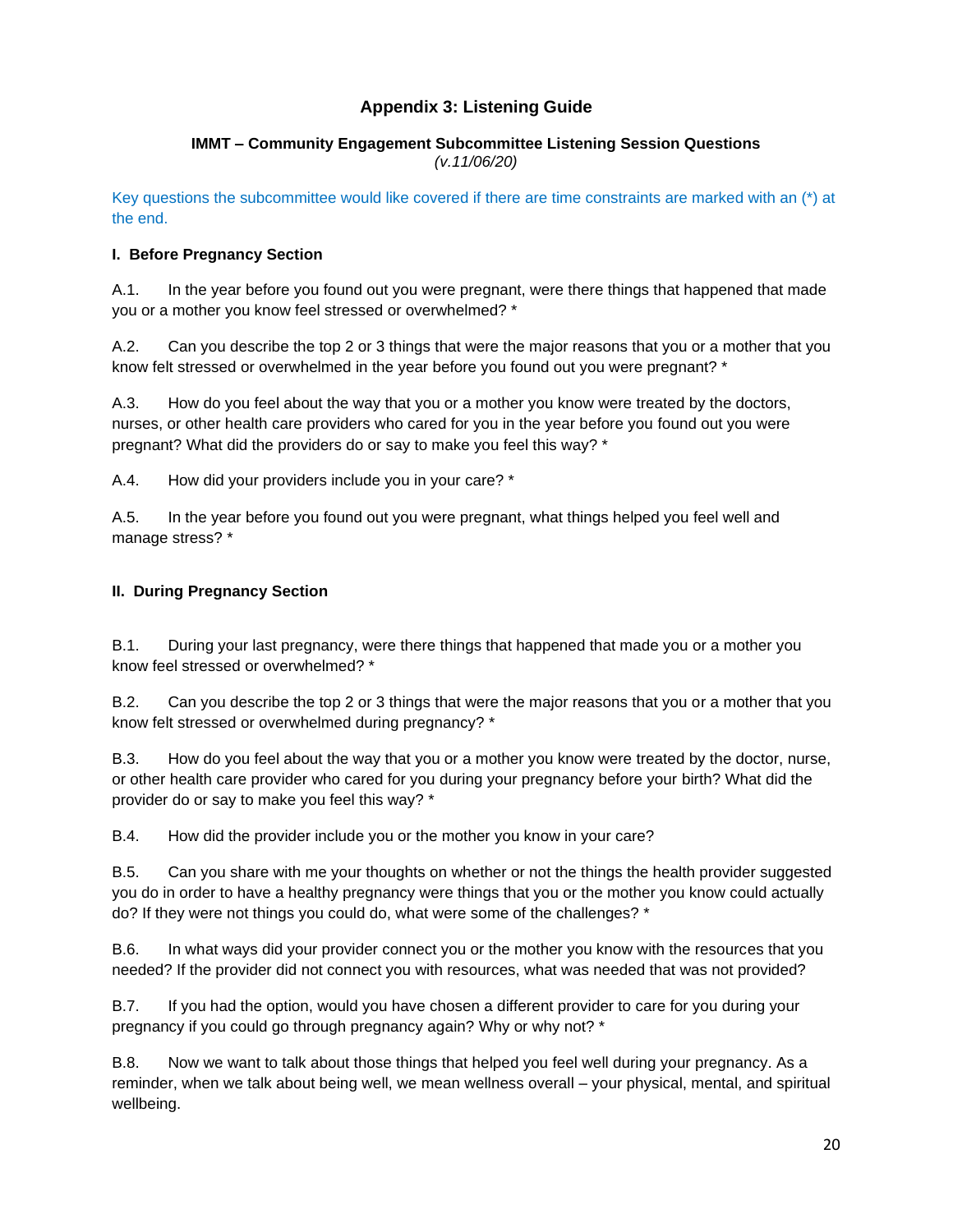## Appendix 3: Listening Guide

**IMMT – Community Engagement Subcommittee Listening Session Questions**
*(v.11/06/20)*

Key questions the subcommittee would like covered if there are time constraints are marked with an (*) at the end.

### I. Before Pregnancy Section

A.1. In the year before you found out you were pregnant, were there things that happened that made you or a mother you know feel stressed or overwhelmed? *

A.2. Can you describe the top 2 or 3 things that were the major reasons that you or a mother that you know felt stressed or overwhelmed in the year before you found out you were pregnant? *

A.3. How do you feel about the way that you or a mother you know were treated by the doctors, nurses, or other health care providers who cared for you in the year before you found out you were pregnant? What did the providers do or say to make you feel this way? *

A.4. How did your providers include you in your care? *

A.5. In the year before you found out you were pregnant, what things helped you feel well and manage stress? *

### II. During Pregnancy Section

B.1. During your last pregnancy, were there things that happened that made you or a mother you know feel stressed or overwhelmed? *

B.2. Can you describe the top 2 or 3 things that were the major reasons that you or a mother that you know felt stressed or overwhelmed during pregnancy? *

B.3. How do you feel about the way that you or a mother you know were treated by the doctor, nurse, or other health care provider who cared for you during your pregnancy before your birth? What did the provider do or say to make you feel this way? *

B.4. How did the provider include you or the mother you know in your care?

B.5. Can you share with me your thoughts on whether or not the things the health provider suggested you do in order to have a healthy pregnancy were things that you or the mother you know could actually do? If they were not things you could do, what were some of the challenges? *

B.6. In what ways did your provider connect you or the mother you know with the resources that you needed? If the provider did not connect you with resources, what was needed that was not provided?

B.7. If you had the option, would you have chosen a different provider to care for you during your pregnancy if you could go through pregnancy again? Why or why not? *

B.8. Now we want to talk about those things that helped you feel well during your pregnancy. As a reminder, when we talk about being well, we mean wellness overall – your physical, mental, and spiritual wellbeing.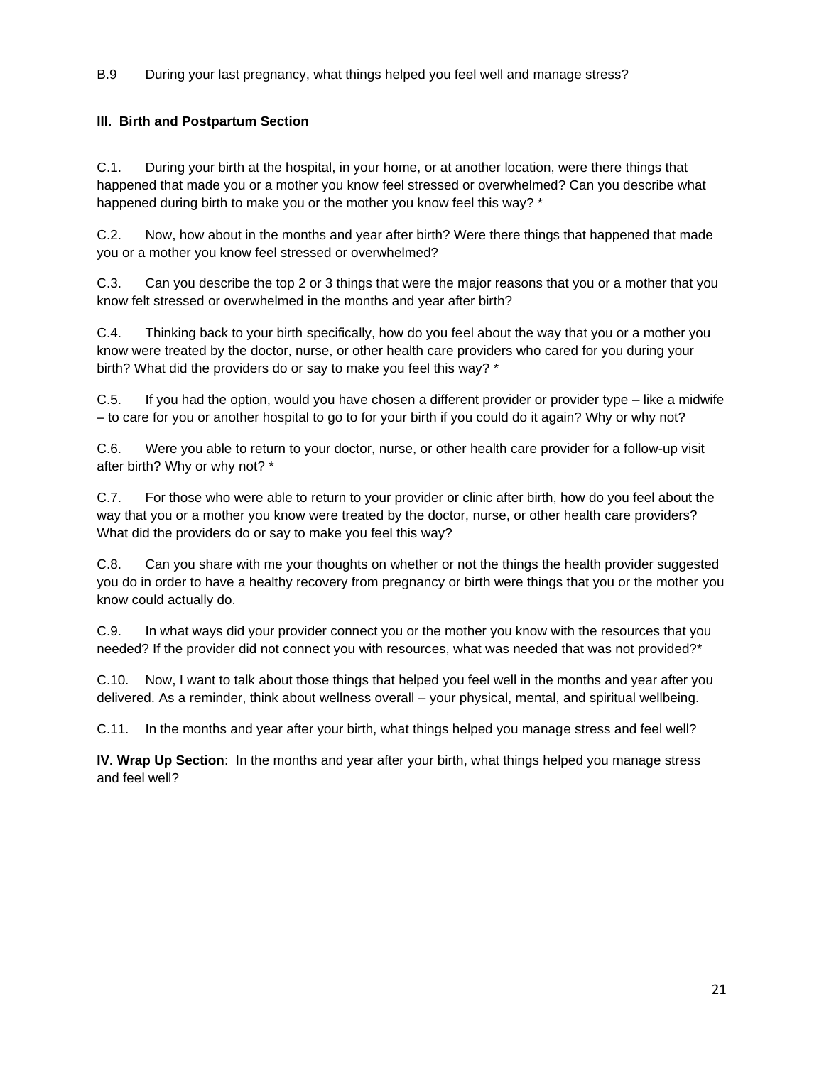B.9 During your last pregnancy, what things helped you feel well and manage stress?

### III. Birth and Postpartum Section

C.1. During your birth at the hospital, in your home, or at another location, were there things that happened that made you or a mother you know feel stressed or overwhelmed? Can you describe what happened during birth to make you or the mother you know feel this way? *

C.2. Now, how about in the months and year after birth? Were there things that happened that made you or a mother you know feel stressed or overwhelmed?

C.3. Can you describe the top 2 or 3 things that were the major reasons that you or a mother that you know felt stressed or overwhelmed in the months and year after birth?

C.4. Thinking back to your birth specifically, how do you feel about the way that you or a mother you know were treated by the doctor, nurse, or other health care providers who cared for you during your birth? What did the providers do or say to make you feel this way? *

C.5. If you had the option, would you have chosen a different provider or provider type – like a midwife – to care for you or another hospital to go to for your birth if you could do it again? Why or why not?

C.6. Were you able to return to your doctor, nurse, or other health care provider for a follow-up visit after birth? Why or why not? *

C.7. For those who were able to return to your provider or clinic after birth, how do you feel about the way that you or a mother you know were treated by the doctor, nurse, or other health care providers? What did the providers do or say to make you feel this way?

C.8. Can you share with me your thoughts on whether or not the things the health provider suggested you do in order to have a healthy recovery from pregnancy or birth were things that you or the mother you know could actually do.

C.9. In what ways did your provider connect you or the mother you know with the resources that you needed? If the provider did not connect you with resources, what was needed that was not provided?*

C.10. Now, I want to talk about those things that helped you feel well in the months and year after you delivered. As a reminder, think about wellness overall – your physical, mental, and spiritual wellbeing.

C.11. In the months and year after your birth, what things helped you manage stress and feel well?

**IV. Wrap Up Section**: In the months and year after your birth, what things helped you manage stress and feel well?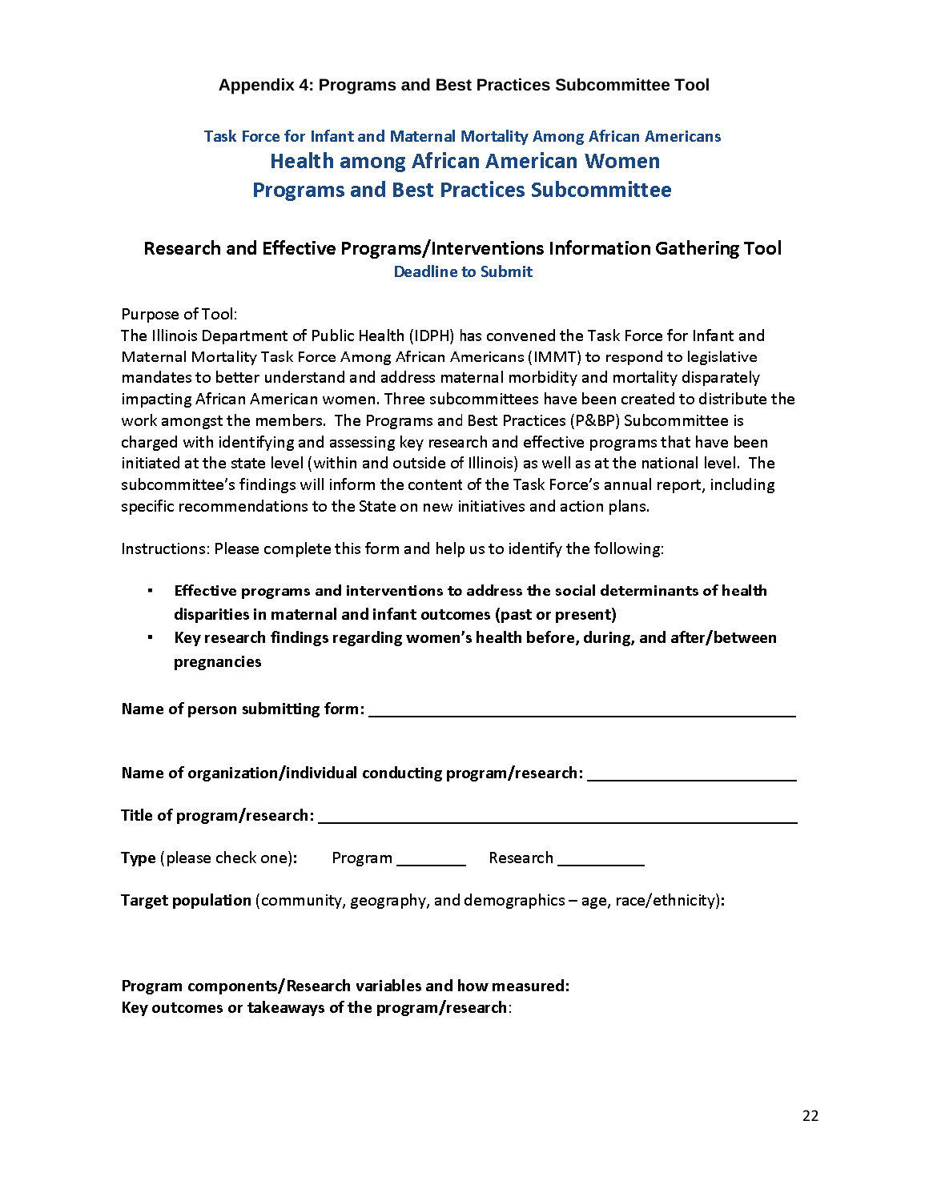# Appendix 4: Programs and Best Practices Subcommittee Tool

### Task Force for Infant and Maternal Mortality Among African Americans

## Health among African American Women
## Programs and Best Practices Subcommittee

### Research and Effective Programs/Interventions Information Gathering Tool

**Deadline to Submit**

Purpose of Tool:
The Illinois Department of Public Health (IDPH) has convened the Task Force for Infant and Maternal Mortality Task Force Among African Americans (IMMT) to respond to legislative mandates to better understand and address maternal morbidity and mortality disparately impacting African American women. Three subcommittees have been created to distribute the work amongst the members. The Programs and Best Practices (P&BP) Subcommittee is charged with identifying and assessing key research and effective programs that have been initiated at the state level (within and outside of Illinois) as well as at the national level. The subcommittee's findings will inform the content of the Task Force's annual report, including specific recommendations to the State on new initiatives and action plans.

Instructions: Please complete this form and help us to identify the following:

- **Effective programs and interventions to address the social determinants of health disparities in maternal and infant outcomes (past or present)**
- **Key research findings regarding women's health before, during, and after/between pregnancies**

**Name of person submitting form:** ______________________________

**Name of organization/individual conducting program/research:** ______________________

**Title of program/research:** ______________________________

**Type** (please check one)**:** Program ________ Research __________

**Target population** (community, geography, and demographics – age, race/ethnicity)**:**

**Program components/Research variables and how measured:**

**Key outcomes or takeaways of the program/research**: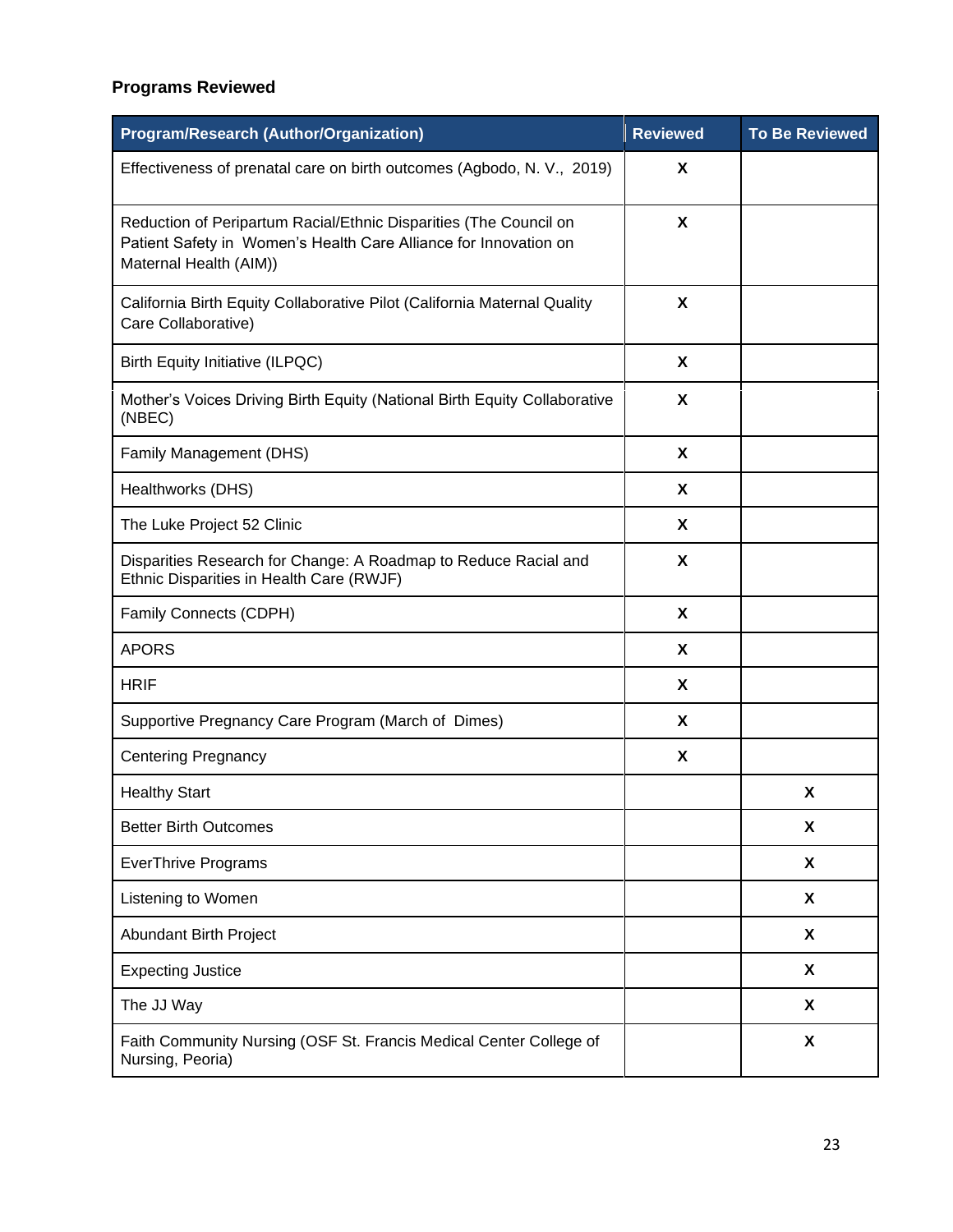## Programs Reviewed

| Program/Research (Author/Organization) | Reviewed | To Be Reviewed |
|---|---|---|
| Effectiveness of prenatal care on birth outcomes (Agbodo, N. V., 2019) | X | |
| Reduction of Peripartum Racial/Ethnic Disparities (The Council on Patient Safety in Women's Health Care Alliance for Innovation on Maternal Health (AIM)) | X | |
| California Birth Equity Collaborative Pilot (California Maternal Quality Care Collaborative) | X | |
| Birth Equity Initiative (ILPQC) | X | |
| Mother's Voices Driving Birth Equity (National Birth Equity Collaborative (NBEC) | X | |
| Family Management (DHS) | X | |
| Healthworks (DHS) | X | |
| The Luke Project 52 Clinic | X | |
| Disparities Research for Change: A Roadmap to Reduce Racial and Ethnic Disparities in Health Care (RWJF) | X | |
| Family Connects (CDPH) | X | |
| APORS | X | |
| HRIF | X | |
| Supportive Pregnancy Care Program (March of Dimes) | X | |
| Centering Pregnancy | X | |
| Healthy Start | | X |
| Better Birth Outcomes | | X |
| EverThrive Programs | | X |
| Listening to Women | | X |
| Abundant Birth Project | | X |
| Expecting Justice | | X |
| The JJ Way | | X |
| Faith Community Nursing (OSF St. Francis Medical Center College of Nursing, Peoria) | | X |